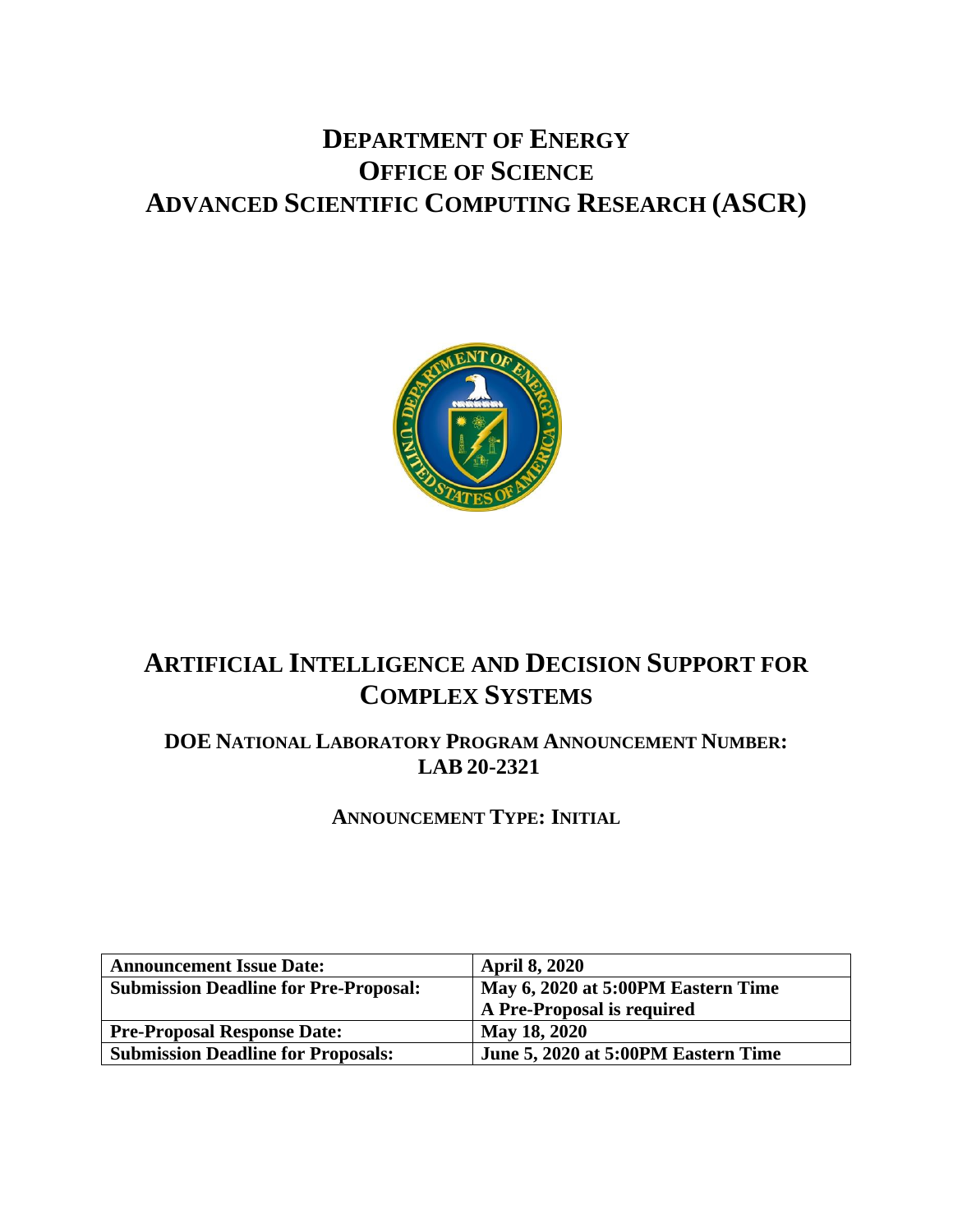# DEPARTMENT OF ENERGY
# OFFICE OF SCIENCE
# ADVANCED SCIENTIFIC COMPUTING RESEARCH (ASCR)

# ARTIFICIAL INTELLIGENCE AND DECISION SUPPORT FOR COMPLEX SYSTEMS

## DOE NATIONAL LABORATORY PROGRAM ANNOUNCEMENT NUMBER: LAB 20-2321

### ANNOUNCEMENT TYPE: INITIAL

| **Announcement Issue Date:** | **April 8, 2020** |
|---|---|
| **Submission Deadline for Pre-Proposal:** | **May 6, 2020 at 5:00PM Eastern Time**<br>**A Pre-Proposal is required** |
| **Pre-Proposal Response Date:** | **May 18, 2020** |
| **Submission Deadline for Proposals:** | **June 5, 2020 at 5:00PM Eastern Time** |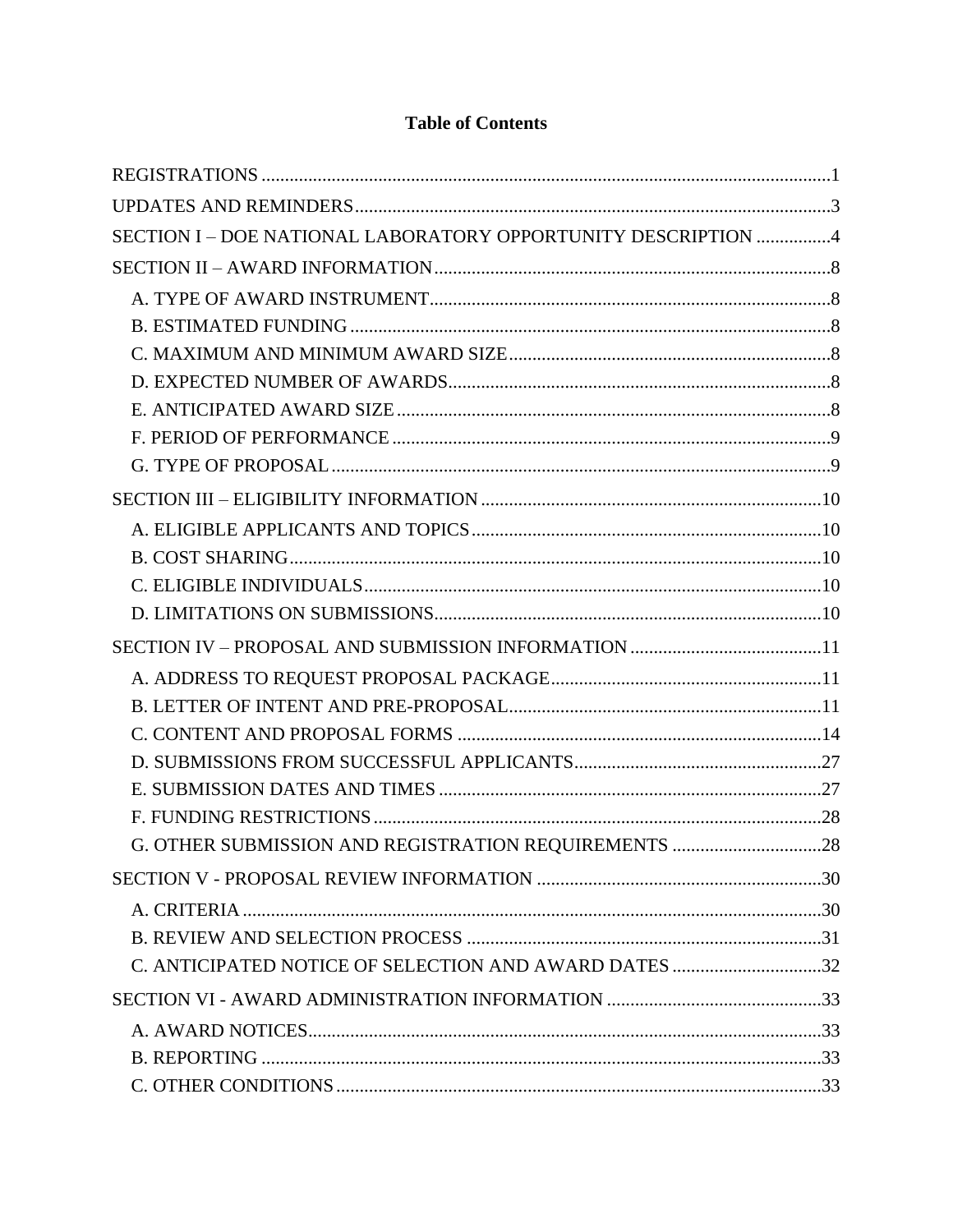# Table of Contents

REGISTRATIONS ....................................................................................................................1

UPDATES AND REMINDERS.................................................................................................3

SECTION I – DOE NATIONAL LABORATORY OPPORTUNITY DESCRIPTION ................4

SECTION II – AWARD INFORMATION.....................................................................................8

- A. TYPE OF AWARD INSTRUMENT......................................................................................8
- B. ESTIMATED FUNDING .......................................................................................................8
- C. MAXIMUM AND MINIMUM AWARD SIZE.....................................................................8
- D. EXPECTED NUMBER OF AWARDS..................................................................................8
- E. ANTICIPATED AWARD SIZE .............................................................................................8
- F. PERIOD OF PERFORMANCE ..............................................................................................9
- G. TYPE OF PROPOSAL ...........................................................................................................9

SECTION III – ELIGIBILITY INFORMATION .........................................................................10

- A. ELIGIBLE APPLICANTS AND TOPICS............................................................................10
- B. COST SHARING..................................................................................................................10
- C. ELIGIBLE INDIVIDUALS..................................................................................................10
- D. LIMITATIONS ON SUBMISSIONS...................................................................................10

SECTION IV – PROPOSAL AND SUBMISSION INFORMATION .........................................11

- A. ADDRESS TO REQUEST PROPOSAL PACKAGE..........................................................11
- B. LETTER OF INTENT AND PRE-PROPOSAL...................................................................11
- C. CONTENT AND PROPOSAL FORMS ..............................................................................14
- D. SUBMISSIONS FROM SUCCESSFUL APPLICANTS.....................................................27
- E. SUBMISSION DATES AND TIMES ..................................................................................27
- F. FUNDING RESTRICTIONS................................................................................................28
- G. OTHER SUBMISSION AND REGISTRATION REQUIREMENTS ................................28

SECTION V - PROPOSAL REVIEW INFORMATION .............................................................30

- A. CRITERIA ............................................................................................................................30
- B. REVIEW AND SELECTION PROCESS ............................................................................31
- C. ANTICIPATED NOTICE OF SELECTION AND AWARD DATES ................................32

SECTION VI - AWARD ADMINISTRATION INFORMATION ..............................................33

- A. AWARD NOTICES..............................................................................................................33
- B. REPORTING ........................................................................................................................33
- C. OTHER CONDITIONS ........................................................................................................33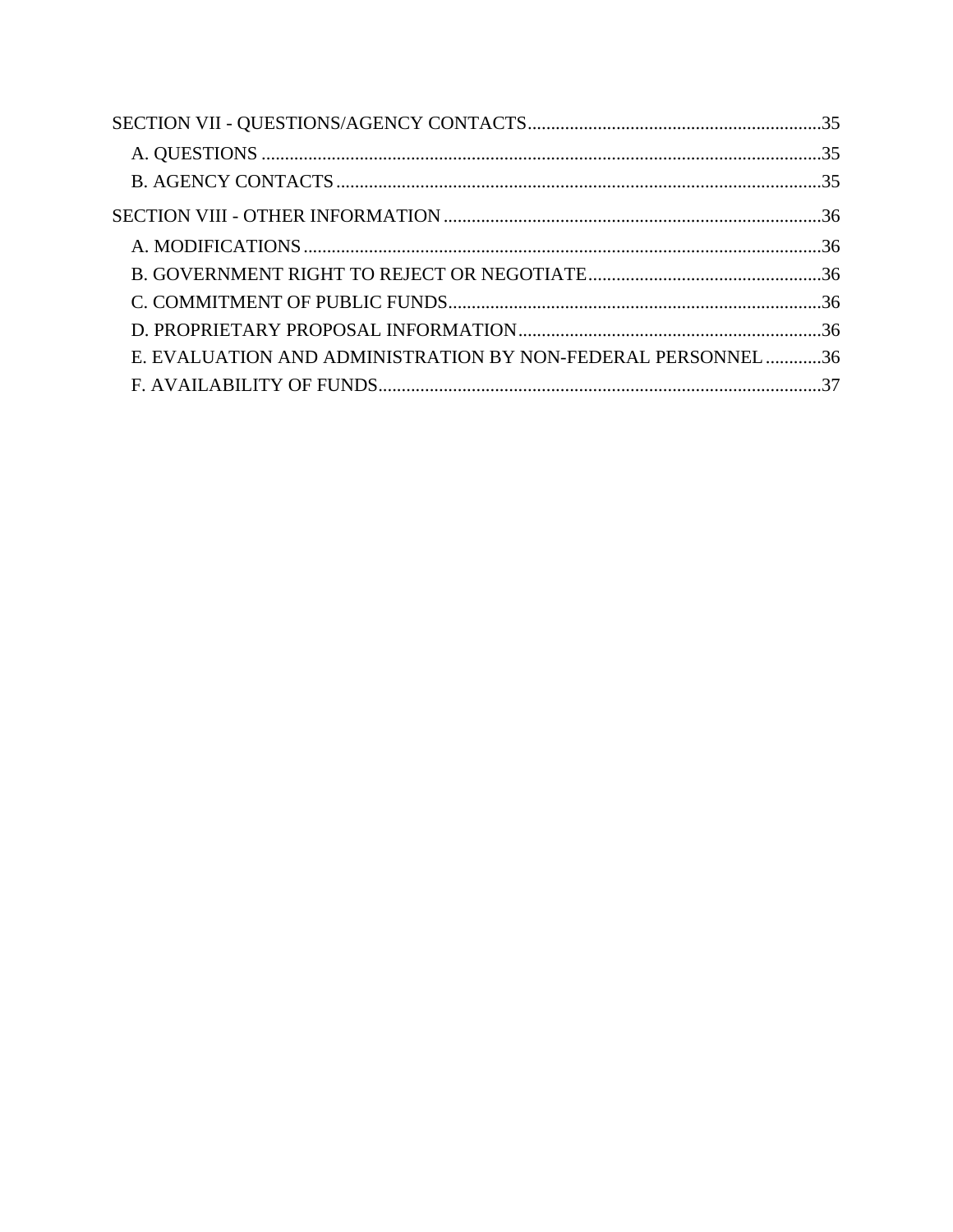SECTION VII - QUESTIONS/AGENCY CONTACTS ............................................................. 35

- A. QUESTIONS ......................................................................................................... 35
- B. AGENCY CONTACTS ........................................................................................... 35

SECTION VIII - OTHER INFORMATION ...................................................................... 36

- A. MODIFICATIONS ................................................................................................. 36
- B. GOVERNMENT RIGHT TO REJECT OR NEGOTIATE ........................................ 36
- C. COMMITMENT OF PUBLIC FUNDS ..................................................................... 36
- D. PROPRIETARY PROPOSAL INFORMATION ........................................................ 36
- E. EVALUATION AND ADMINISTRATION BY NON-FEDERAL PERSONNEL ........... 36
- F. AVAILABILITY OF FUNDS ................................................................................... 37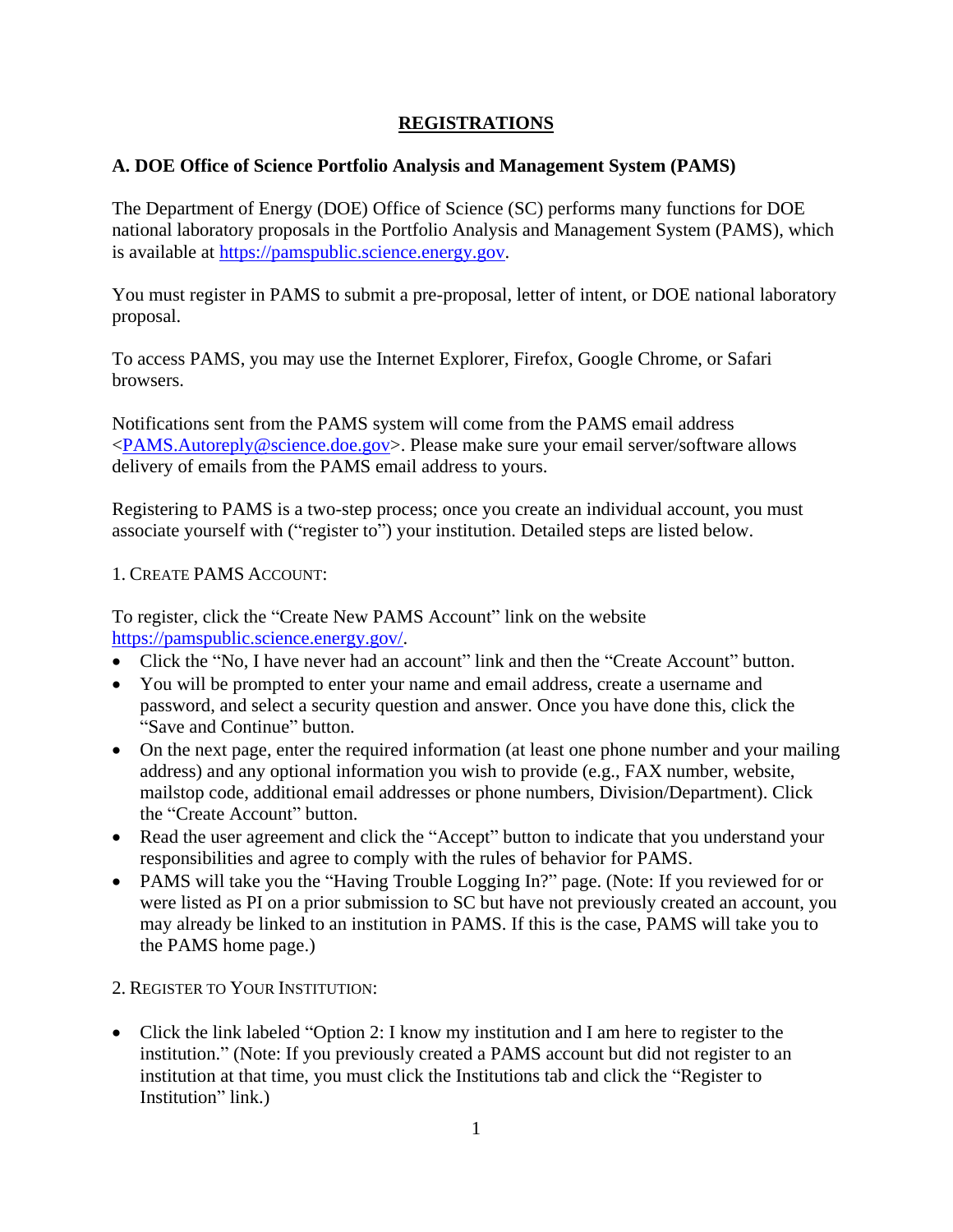# REGISTRATIONS

## A. DOE Office of Science Portfolio Analysis and Management System (PAMS)

The Department of Energy (DOE) Office of Science (SC) performs many functions for DOE national laboratory proposals in the Portfolio Analysis and Management System (PAMS), which is available at https://pamspublic.science.energy.gov.

You must register in PAMS to submit a pre-proposal, letter of intent, or DOE national laboratory proposal.

To access PAMS, you may use the Internet Explorer, Firefox, Google Chrome, or Safari browsers.

Notifications sent from the PAMS system will come from the PAMS email address <PAMS.Autoreply@science.doe.gov>. Please make sure your email server/software allows delivery of emails from the PAMS email address to yours.

Registering to PAMS is a two-step process; once you create an individual account, you must associate yourself with ("register to") your institution. Detailed steps are listed below.

### 1. Create PAMS Account:

To register, click the "Create New PAMS Account" link on the website https://pamspublic.science.energy.gov/.

- Click the "No, I have never had an account" link and then the "Create Account" button.
- You will be prompted to enter your name and email address, create a username and password, and select a security question and answer. Once you have done this, click the "Save and Continue" button.
- On the next page, enter the required information (at least one phone number and your mailing address) and any optional information you wish to provide (e.g., FAX number, website, mailstop code, additional email addresses or phone numbers, Division/Department). Click the "Create Account" button.
- Read the user agreement and click the "Accept" button to indicate that you understand your responsibilities and agree to comply with the rules of behavior for PAMS.
- PAMS will take you the "Having Trouble Logging In?" page. (Note: If you reviewed for or were listed as PI on a prior submission to SC but have not previously created an account, you may already be linked to an institution in PAMS. If this is the case, PAMS will take you to the PAMS home page.)

### 2. Register to Your Institution:

- Click the link labeled "Option 2: I know my institution and I am here to register to the institution." (Note: If you previously created a PAMS account but did not register to an institution at that time, you must click the Institutions tab and click the "Register to Institution" link.)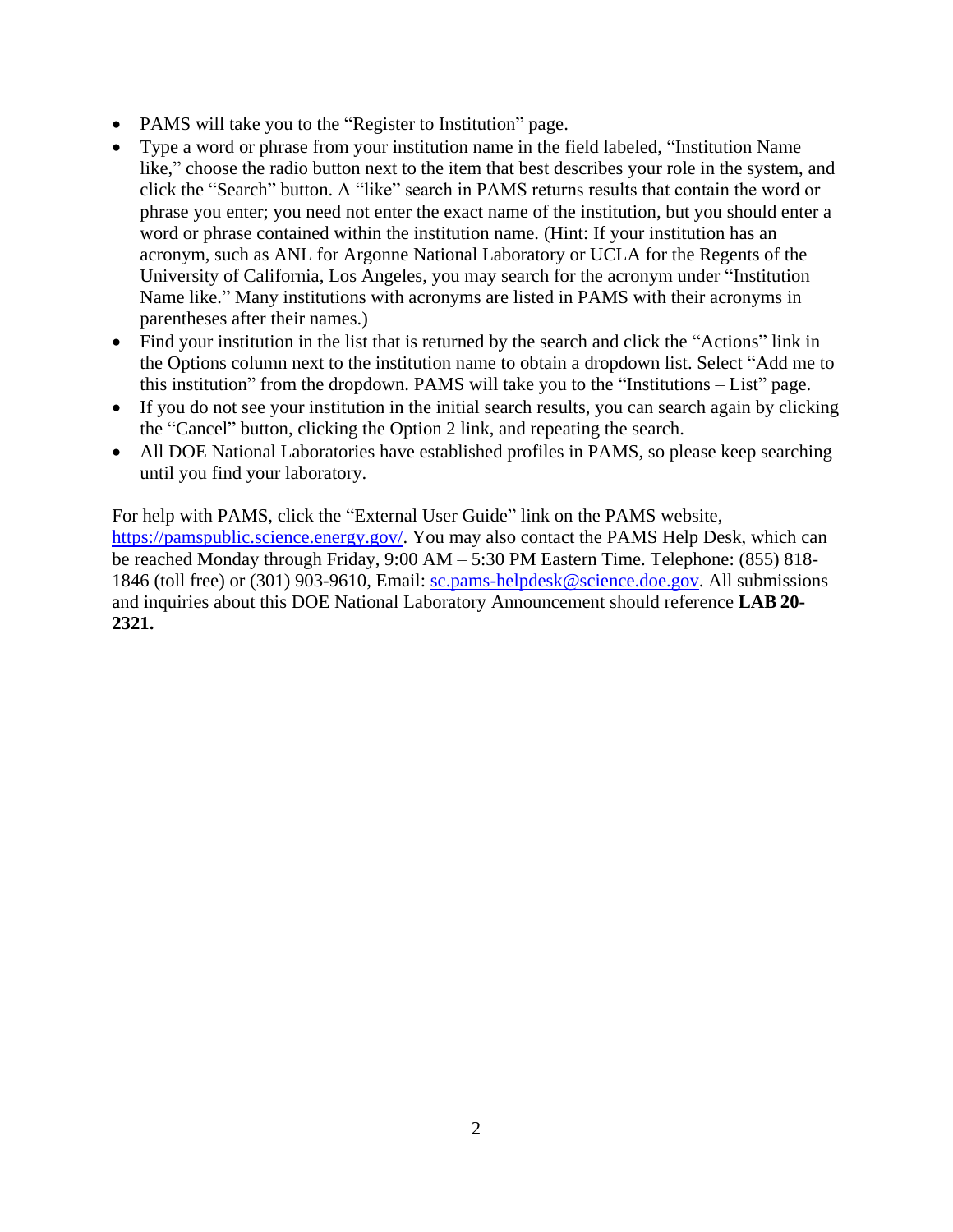- PAMS will take you to the "Register to Institution" page.
- Type a word or phrase from your institution name in the field labeled, "Institution Name like," choose the radio button next to the item that best describes your role in the system, and click the "Search" button. A "like" search in PAMS returns results that contain the word or phrase you enter; you need not enter the exact name of the institution, but you should enter a word or phrase contained within the institution name. (Hint: If your institution has an acronym, such as ANL for Argonne National Laboratory or UCLA for the Regents of the University of California, Los Angeles, you may search for the acronym under "Institution Name like." Many institutions with acronyms are listed in PAMS with their acronyms in parentheses after their names.)
- Find your institution in the list that is returned by the search and click the "Actions" link in the Options column next to the institution name to obtain a dropdown list. Select "Add me to this institution" from the dropdown. PAMS will take you to the "Institutions – List" page.
- If you do not see your institution in the initial search results, you can search again by clicking the "Cancel" button, clicking the Option 2 link, and repeating the search.
- All DOE National Laboratories have established profiles in PAMS, so please keep searching until you find your laboratory.

For help with PAMS, click the "External User Guide" link on the PAMS website, [https://pamspublic.science.energy.gov/](https://pamspublic.science.energy.gov/). You may also contact the PAMS Help Desk, which can be reached Monday through Friday, 9:00 AM – 5:30 PM Eastern Time. Telephone: (855) 818-1846 (toll free) or (301) 903-9610, Email: [sc.pams-helpdesk@science.doe.gov](mailto:sc.pams-helpdesk@science.doe.gov). All submissions and inquiries about this DOE National Laboratory Announcement should reference **LAB 20-2321.**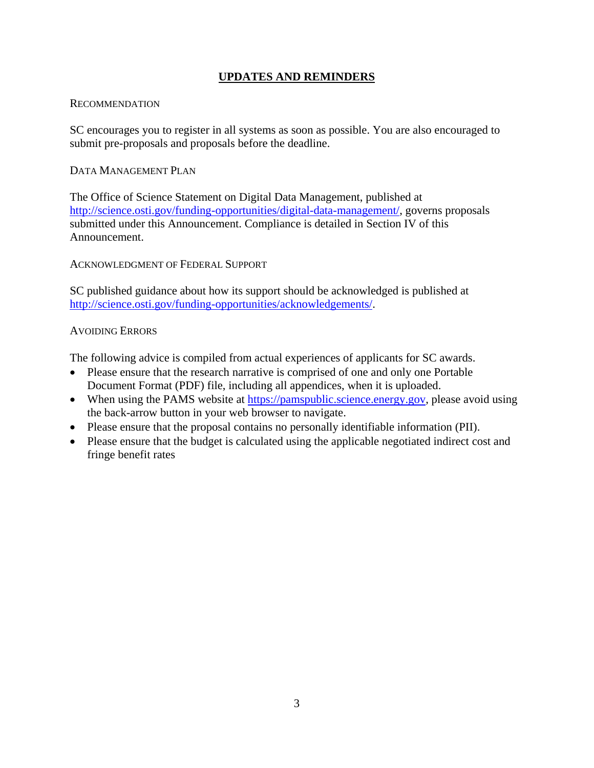## UPDATES AND REMINDERS

RECOMMENDATION

SC encourages you to register in all systems as soon as possible. You are also encouraged to submit pre-proposals and proposals before the deadline.

DATA MANAGEMENT PLAN

The Office of Science Statement on Digital Data Management, published at http://science.osti.gov/funding-opportunities/digital-data-management/, governs proposals submitted under this Announcement. Compliance is detailed in Section IV of this Announcement.

ACKNOWLEDGMENT OF FEDERAL SUPPORT

SC published guidance about how its support should be acknowledged is published at http://science.osti.gov/funding-opportunities/acknowledgements/.

AVOIDING ERRORS

The following advice is compiled from actual experiences of applicants for SC awards.

- Please ensure that the research narrative is comprised of one and only one Portable Document Format (PDF) file, including all appendices, when it is uploaded.
- When using the PAMS website at https://pamspublic.science.energy.gov, please avoid using the back-arrow button in your web browser to navigate.
- Please ensure that the proposal contains no personally identifiable information (PII).
- Please ensure that the budget is calculated using the applicable negotiated indirect cost and fringe benefit rates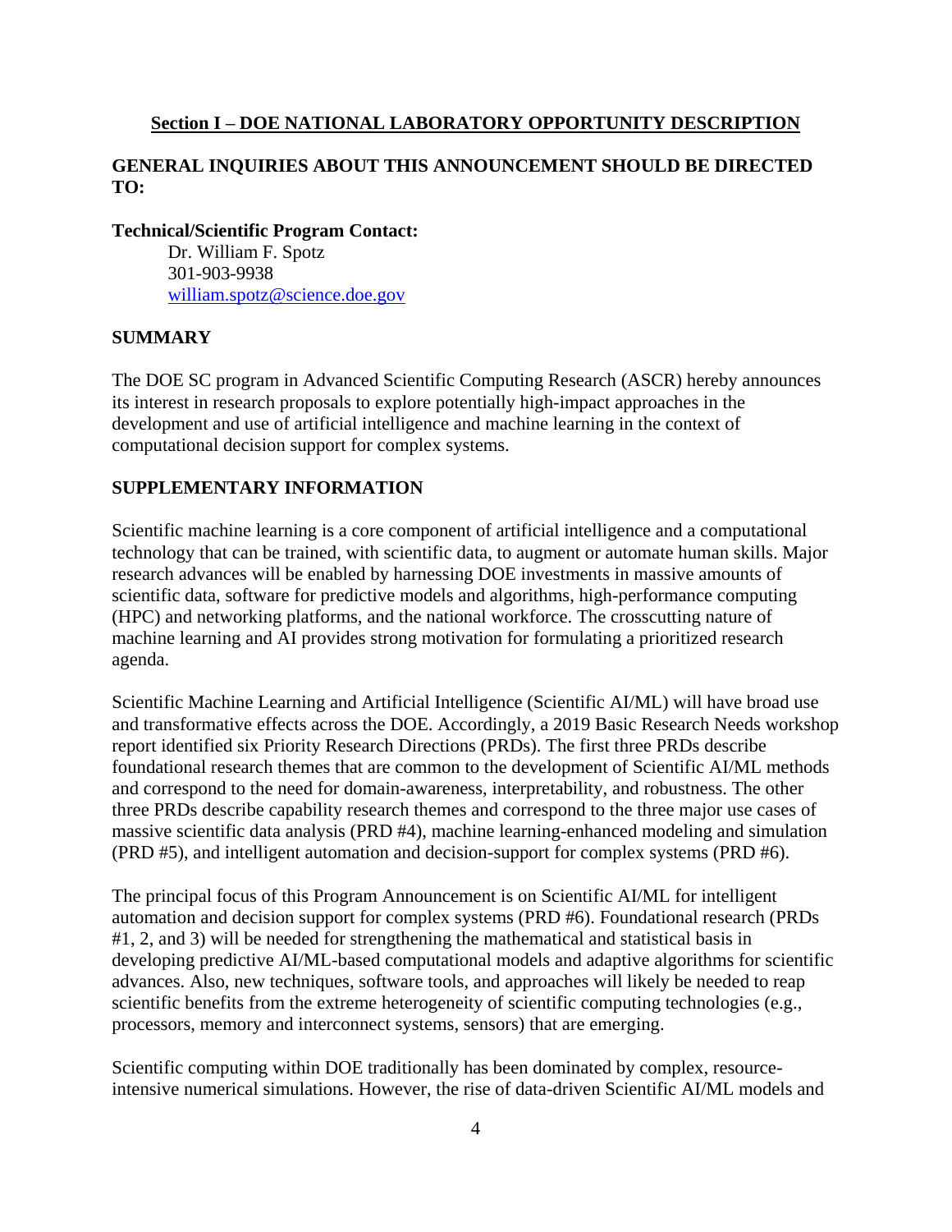## Section I – DOE NATIONAL LABORATORY OPPORTUNITY DESCRIPTION

### GENERAL INQUIRIES ABOUT THIS ANNOUNCEMENT SHOULD BE DIRECTED TO:

**Technical/Scientific Program Contact:**

Dr. William F. Spotz
301-903-9938
william.spotz@science.doe.gov

### SUMMARY

The DOE SC program in Advanced Scientific Computing Research (ASCR) hereby announces its interest in research proposals to explore potentially high-impact approaches in the development and use of artificial intelligence and machine learning in the context of computational decision support for complex systems.

### SUPPLEMENTARY INFORMATION

Scientific machine learning is a core component of artificial intelligence and a computational technology that can be trained, with scientific data, to augment or automate human skills. Major research advances will be enabled by harnessing DOE investments in massive amounts of scientific data, software for predictive models and algorithms, high-performance computing (HPC) and networking platforms, and the national workforce. The crosscutting nature of machine learning and AI provides strong motivation for formulating a prioritized research agenda.

Scientific Machine Learning and Artificial Intelligence (Scientific AI/ML) will have broad use and transformative effects across the DOE. Accordingly, a 2019 Basic Research Needs workshop report identified six Priority Research Directions (PRDs). The first three PRDs describe foundational research themes that are common to the development of Scientific AI/ML methods and correspond to the need for domain-awareness, interpretability, and robustness. The other three PRDs describe capability research themes and correspond to the three major use cases of massive scientific data analysis (PRD #4), machine learning-enhanced modeling and simulation (PRD #5), and intelligent automation and decision-support for complex systems (PRD #6).

The principal focus of this Program Announcement is on Scientific AI/ML for intelligent automation and decision support for complex systems (PRD #6). Foundational research (PRDs #1, 2, and 3) will be needed for strengthening the mathematical and statistical basis in developing predictive AI/ML-based computational models and adaptive algorithms for scientific advances. Also, new techniques, software tools, and approaches will likely be needed to reap scientific benefits from the extreme heterogeneity of scientific computing technologies (e.g., processors, memory and interconnect systems, sensors) that are emerging.

Scientific computing within DOE traditionally has been dominated by complex, resource-intensive numerical simulations. However, the rise of data-driven Scientific AI/ML models and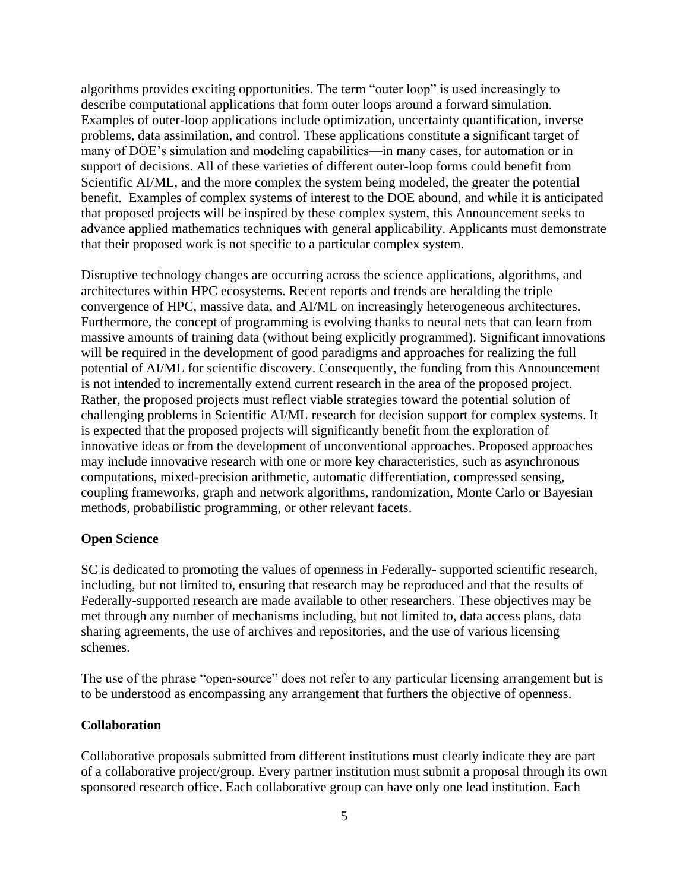algorithms provides exciting opportunities. The term "outer loop" is used increasingly to describe computational applications that form outer loops around a forward simulation. Examples of outer-loop applications include optimization, uncertainty quantification, inverse problems, data assimilation, and control. These applications constitute a significant target of many of DOE's simulation and modeling capabilities—in many cases, for automation or in support of decisions. All of these varieties of different outer-loop forms could benefit from Scientific AI/ML, and the more complex the system being modeled, the greater the potential benefit. Examples of complex systems of interest to the DOE abound, and while it is anticipated that proposed projects will be inspired by these complex system, this Announcement seeks to advance applied mathematics techniques with general applicability. Applicants must demonstrate that their proposed work is not specific to a particular complex system.

Disruptive technology changes are occurring across the science applications, algorithms, and architectures within HPC ecosystems. Recent reports and trends are heralding the triple convergence of HPC, massive data, and AI/ML on increasingly heterogeneous architectures. Furthermore, the concept of programming is evolving thanks to neural nets that can learn from massive amounts of training data (without being explicitly programmed). Significant innovations will be required in the development of good paradigms and approaches for realizing the full potential of AI/ML for scientific discovery. Consequently, the funding from this Announcement is not intended to incrementally extend current research in the area of the proposed project. Rather, the proposed projects must reflect viable strategies toward the potential solution of challenging problems in Scientific AI/ML research for decision support for complex systems. It is expected that the proposed projects will significantly benefit from the exploration of innovative ideas or from the development of unconventional approaches. Proposed approaches may include innovative research with one or more key characteristics, such as asynchronous computations, mixed-precision arithmetic, automatic differentiation, compressed sensing, coupling frameworks, graph and network algorithms, randomization, Monte Carlo or Bayesian methods, probabilistic programming, or other relevant facets.

**Open Science**

SC is dedicated to promoting the values of openness in Federally- supported scientific research, including, but not limited to, ensuring that research may be reproduced and that the results of Federally-supported research are made available to other researchers. These objectives may be met through any number of mechanisms including, but not limited to, data access plans, data sharing agreements, the use of archives and repositories, and the use of various licensing schemes.

The use of the phrase "open-source" does not refer to any particular licensing arrangement but is to be understood as encompassing any arrangement that furthers the objective of openness.

**Collaboration**

Collaborative proposals submitted from different institutions must clearly indicate they are part of a collaborative project/group. Every partner institution must submit a proposal through its own sponsored research office. Each collaborative group can have only one lead institution. Each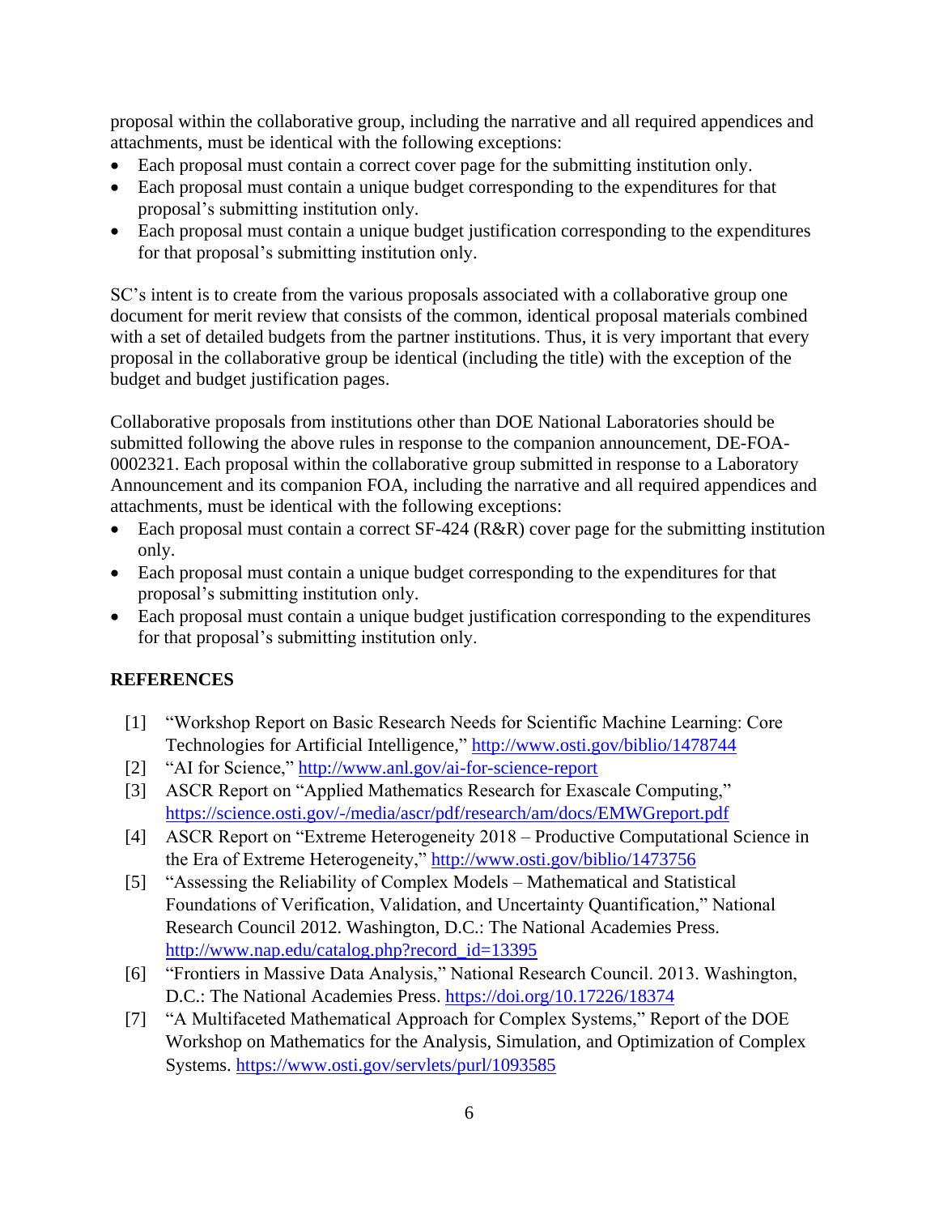proposal within the collaborative group, including the narrative and all required appendices and attachments, must be identical with the following exceptions:

- Each proposal must contain a correct cover page for the submitting institution only.
- Each proposal must contain a unique budget corresponding to the expenditures for that proposal's submitting institution only.
- Each proposal must contain a unique budget justification corresponding to the expenditures for that proposal's submitting institution only.

SC's intent is to create from the various proposals associated with a collaborative group one document for merit review that consists of the common, identical proposal materials combined with a set of detailed budgets from the partner institutions. Thus, it is very important that every proposal in the collaborative group be identical (including the title) with the exception of the budget and budget justification pages.

Collaborative proposals from institutions other than DOE National Laboratories should be submitted following the above rules in response to the companion announcement, DE-FOA-0002321. Each proposal within the collaborative group submitted in response to a Laboratory Announcement and its companion FOA, including the narrative and all required appendices and attachments, must be identical with the following exceptions:

- Each proposal must contain a correct SF-424 (R&R) cover page for the submitting institution only.
- Each proposal must contain a unique budget corresponding to the expenditures for that proposal's submitting institution only.
- Each proposal must contain a unique budget justification corresponding to the expenditures for that proposal's submitting institution only.

## REFERENCES

[1] "Workshop Report on Basic Research Needs for Scientific Machine Learning: Core Technologies for Artificial Intelligence," http://www.osti.gov/biblio/1478744

[2] "AI for Science," http://www.anl.gov/ai-for-science-report

[3] ASCR Report on "Applied Mathematics Research for Exascale Computing," https://science.osti.gov/-/media/ascr/pdf/research/am/docs/EMWGreport.pdf

[4] ASCR Report on "Extreme Heterogeneity 2018 – Productive Computational Science in the Era of Extreme Heterogeneity," http://www.osti.gov/biblio/1473756

[5] "Assessing the Reliability of Complex Models – Mathematical and Statistical Foundations of Verification, Validation, and Uncertainty Quantification," National Research Council 2012. Washington, D.C.: The National Academies Press. http://www.nap.edu/catalog.php?record_id=13395

[6] "Frontiers in Massive Data Analysis," National Research Council. 2013. Washington, D.C.: The National Academies Press. https://doi.org/10.17226/18374

[7] "A Multifaceted Mathematical Approach for Complex Systems," Report of the DOE Workshop on Mathematics for the Analysis, Simulation, and Optimization of Complex Systems. https://www.osti.gov/servlets/purl/1093585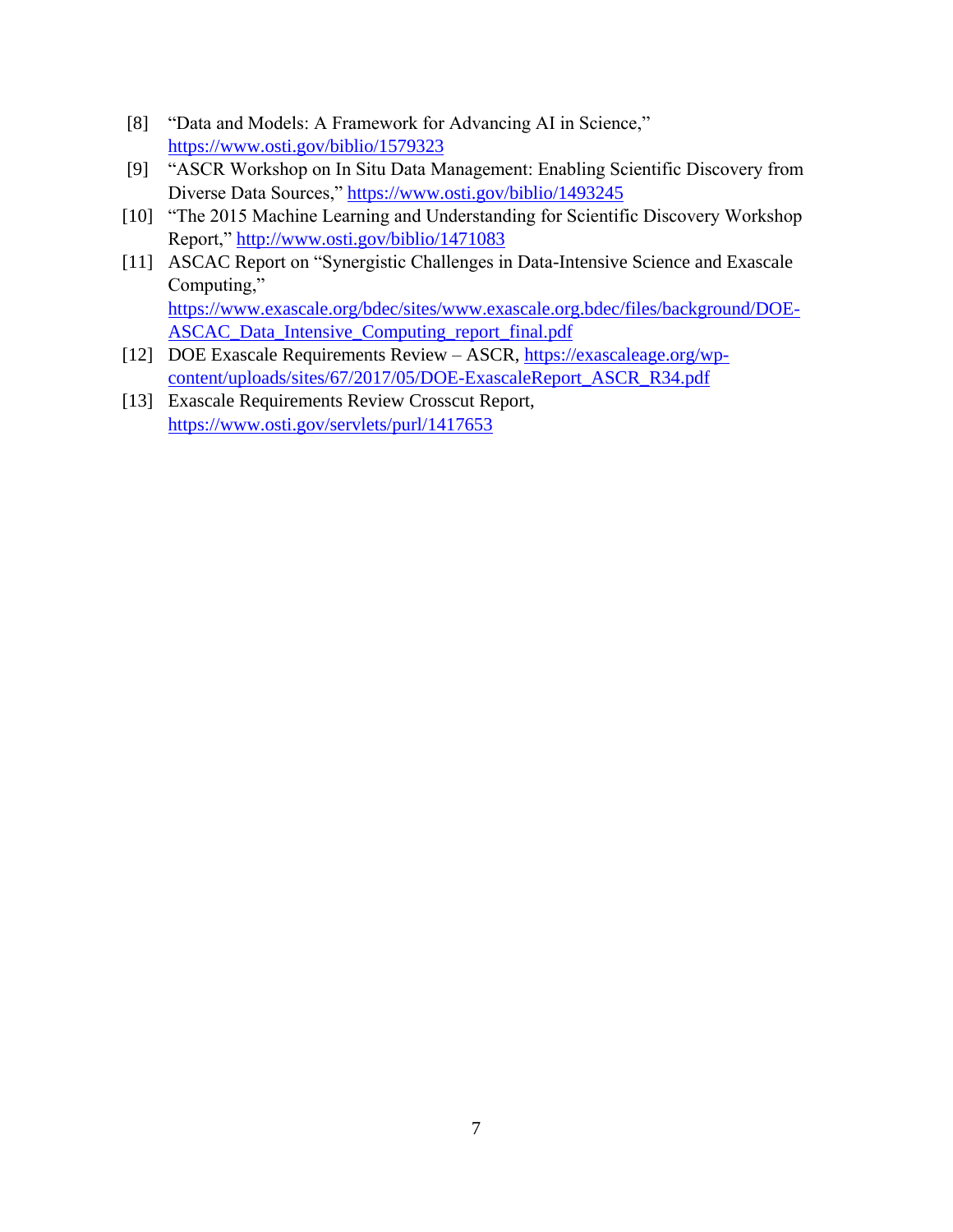[8] "Data and Models: A Framework for Advancing AI in Science," https://www.osti.gov/biblio/1579323

[9] "ASCR Workshop on In Situ Data Management: Enabling Scientific Discovery from Diverse Data Sources," https://www.osti.gov/biblio/1493245

[10] "The 2015 Machine Learning and Understanding for Scientific Discovery Workshop Report," http://www.osti.gov/biblio/1471083

[11] ASCAC Report on "Synergistic Challenges in Data-Intensive Science and Exascale Computing," https://www.exascale.org/bdec/sites/www.exascale.org.bdec/files/background/DOE-ASCAC_Data_Intensive_Computing_report_final.pdf

[12] DOE Exascale Requirements Review – ASCR, https://exascaleage.org/wp-content/uploads/sites/67/2017/05/DOE-ExascaleReport_ASCR_R34.pdf

[13] Exascale Requirements Review Crosscut Report, https://www.osti.gov/servlets/purl/1417653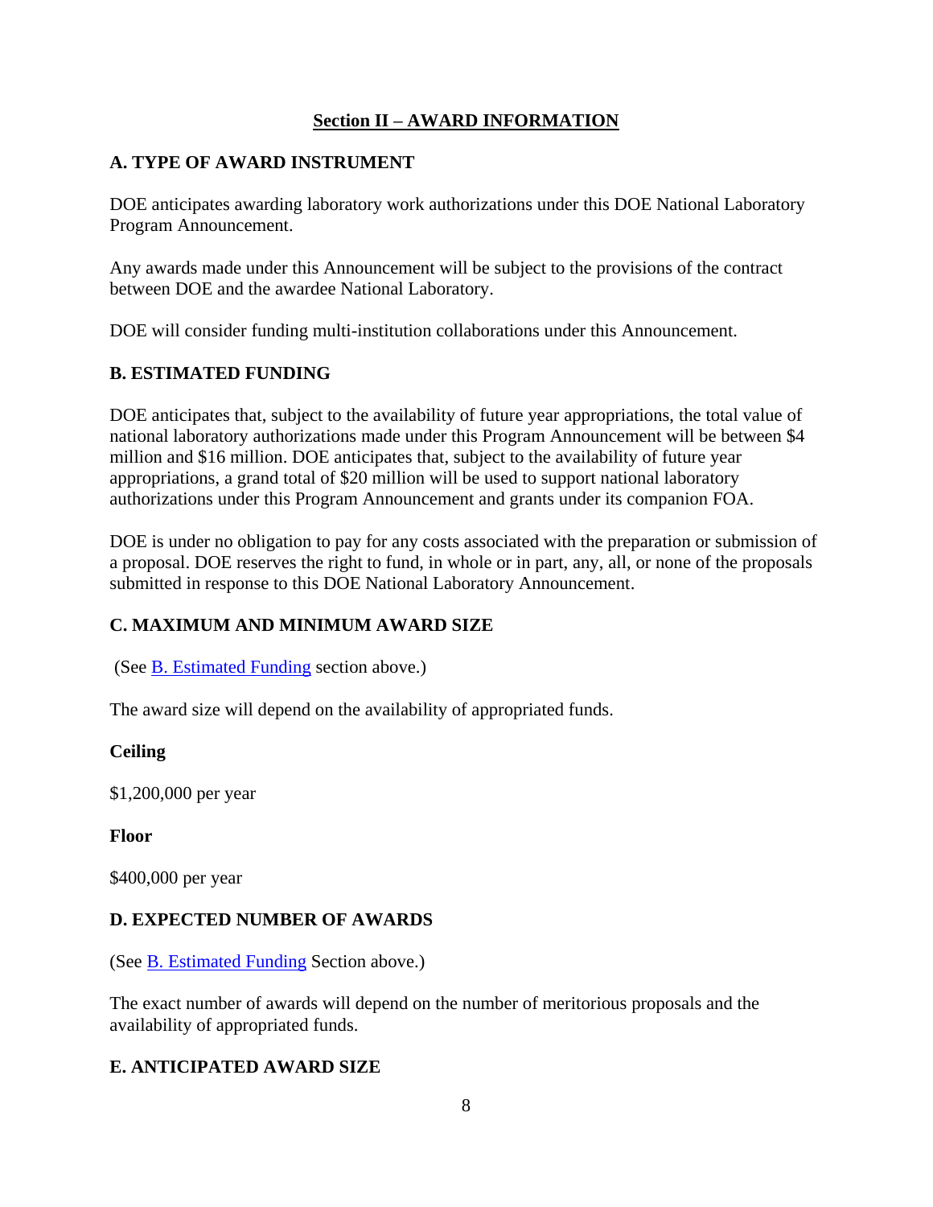## Section II – AWARD INFORMATION

### A. TYPE OF AWARD INSTRUMENT

DOE anticipates awarding laboratory work authorizations under this DOE National Laboratory Program Announcement.

Any awards made under this Announcement will be subject to the provisions of the contract between DOE and the awardee National Laboratory.

DOE will consider funding multi-institution collaborations under this Announcement.

### B. ESTIMATED FUNDING

DOE anticipates that, subject to the availability of future year appropriations, the total value of national laboratory authorizations made under this Program Announcement will be between $4 million and $16 million. DOE anticipates that, subject to the availability of future year appropriations, a grand total of $20 million will be used to support national laboratory authorizations under this Program Announcement and grants under its companion FOA.

DOE is under no obligation to pay for any costs associated with the preparation or submission of a proposal. DOE reserves the right to fund, in whole or in part, any, all, or none of the proposals submitted in response to this DOE National Laboratory Announcement.

### C. MAXIMUM AND MINIMUM AWARD SIZE

(See B. Estimated Funding section above.)

The award size will depend on the availability of appropriated funds.

**Ceiling**

$1,200,000 per year

**Floor**

$400,000 per year

### D. EXPECTED NUMBER OF AWARDS

(See B. Estimated Funding Section above.)

The exact number of awards will depend on the number of meritorious proposals and the availability of appropriated funds.

### E. ANTICIPATED AWARD SIZE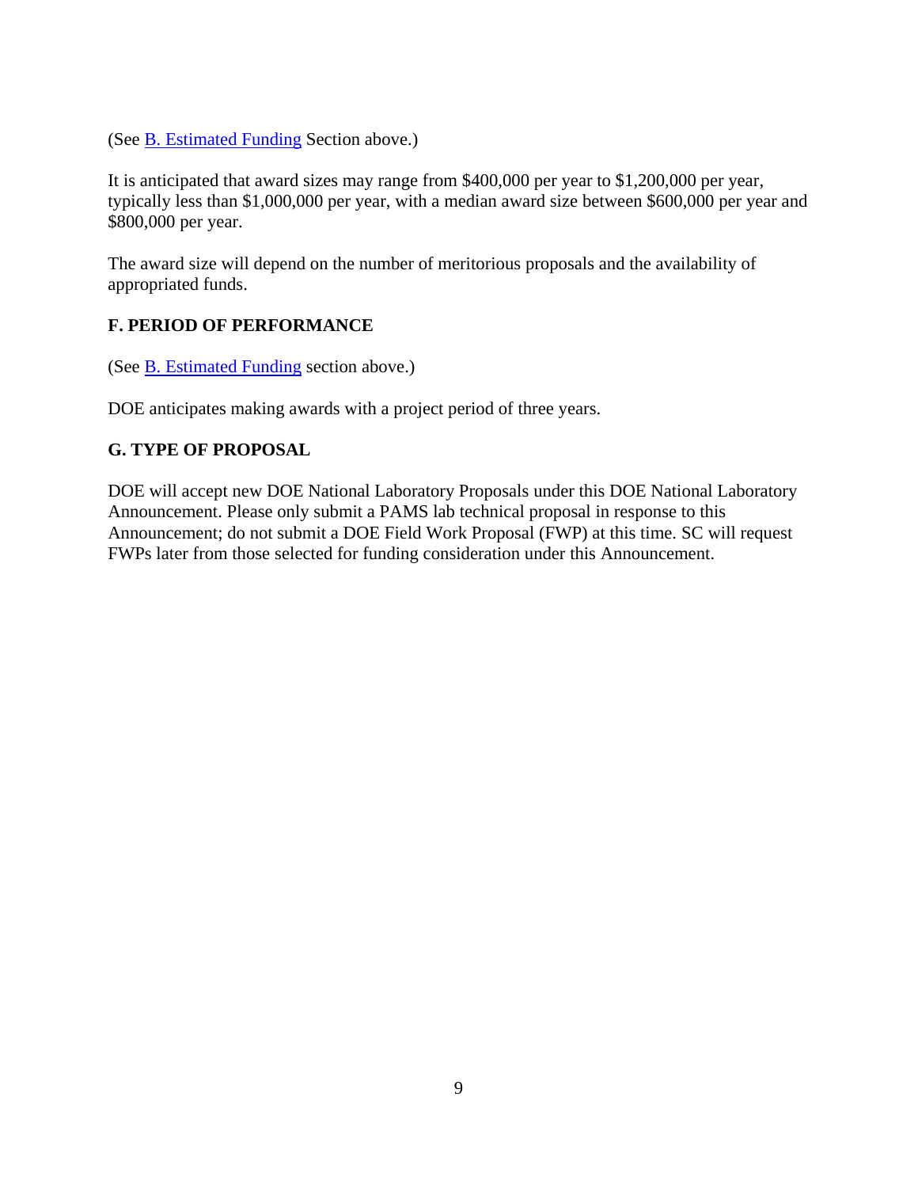(See [B. Estimated Funding](#) Section above.)

It is anticipated that award sizes may range from $400,000 per year to $1,200,000 per year, typically less than $1,000,000 per year, with a median award size between $600,000 per year and $800,000 per year.

The award size will depend on the number of meritorious proposals and the availability of appropriated funds.

## F. PERIOD OF PERFORMANCE

(See [B. Estimated Funding](#) section above.)

DOE anticipates making awards with a project period of three years.

## G. TYPE OF PROPOSAL

DOE will accept new DOE National Laboratory Proposals under this DOE National Laboratory Announcement. Please only submit a PAMS lab technical proposal in response to this Announcement; do not submit a DOE Field Work Proposal (FWP) at this time. SC will request FWPs later from those selected for funding consideration under this Announcement.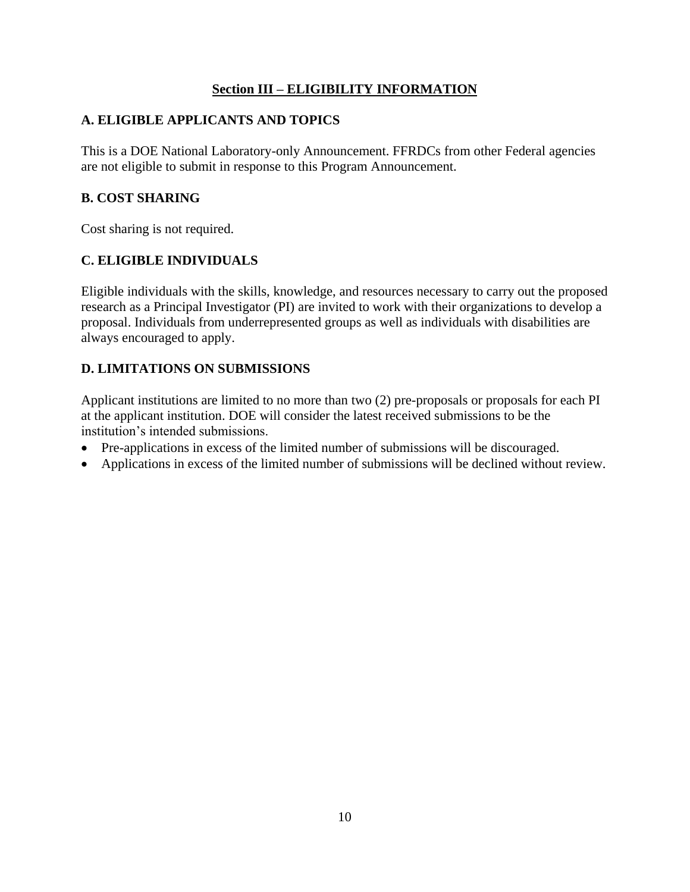## Section III – ELIGIBILITY INFORMATION

### A. ELIGIBLE APPLICANTS AND TOPICS

This is a DOE National Laboratory-only Announcement. FFRDCs from other Federal agencies are not eligible to submit in response to this Program Announcement.

### B. COST SHARING

Cost sharing is not required.

### C. ELIGIBLE INDIVIDUALS

Eligible individuals with the skills, knowledge, and resources necessary to carry out the proposed research as a Principal Investigator (PI) are invited to work with their organizations to develop a proposal. Individuals from underrepresented groups as well as individuals with disabilities are always encouraged to apply.

### D. LIMITATIONS ON SUBMISSIONS

Applicant institutions are limited to no more than two (2) pre-proposals or proposals for each PI at the applicant institution. DOE will consider the latest received submissions to be the institution's intended submissions.

- Pre-applications in excess of the limited number of submissions will be discouraged.
- Applications in excess of the limited number of submissions will be declined without review.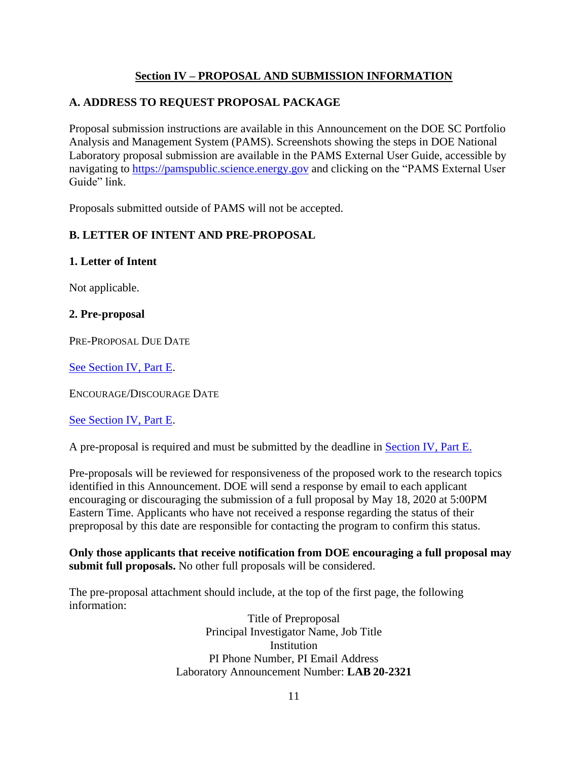## Section IV – PROPOSAL AND SUBMISSION INFORMATION

### A. ADDRESS TO REQUEST PROPOSAL PACKAGE

Proposal submission instructions are available in this Announcement on the DOE SC Portfolio Analysis and Management System (PAMS). Screenshots showing the steps in DOE National Laboratory proposal submission are available in the PAMS External User Guide, accessible by navigating to https://pamspublic.science.energy.gov and clicking on the "PAMS External User Guide" link.

Proposals submitted outside of PAMS will not be accepted.

### B. LETTER OF INTENT AND PRE-PROPOSAL

#### 1. Letter of Intent

Not applicable.

#### 2. Pre-proposal

PRE-PROPOSAL DUE DATE

See Section IV, Part E.

ENCOURAGE/DISCOURAGE DATE

See Section IV, Part E.

A pre-proposal is required and must be submitted by the deadline in Section IV, Part E.

Pre-proposals will be reviewed for responsiveness of the proposed work to the research topics identified in this Announcement. DOE will send a response by email to each applicant encouraging or discouraging the submission of a full proposal by May 18, 2020 at 5:00PM Eastern Time. Applicants who have not received a response regarding the status of their preproposal by this date are responsible for contacting the program to confirm this status.

**Only those applicants that receive notification from DOE encouraging a full proposal may submit full proposals.** No other full proposals will be considered.

The pre-proposal attachment should include, at the top of the first page, the following information:

Title of Preproposal
Principal Investigator Name, Job Title
Institution
PI Phone Number, PI Email Address
Laboratory Announcement Number: **LAB 20-2321**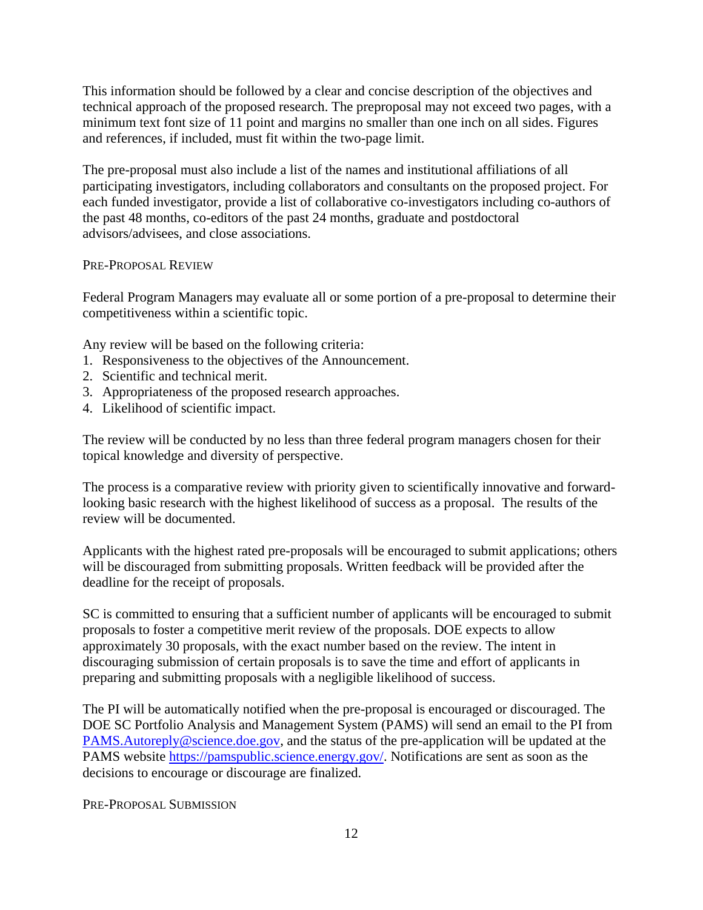This information should be followed by a clear and concise description of the objectives and technical approach of the proposed research. The preproposal may not exceed two pages, with a minimum text font size of 11 point and margins no smaller than one inch on all sides. Figures and references, if included, must fit within the two-page limit.

The pre-proposal must also include a list of the names and institutional affiliations of all participating investigators, including collaborators and consultants on the proposed project. For each funded investigator, provide a list of collaborative co-investigators including co-authors of the past 48 months, co-editors of the past 24 months, graduate and postdoctoral advisors/advisees, and close associations.

### Pre-Proposal Review

Federal Program Managers may evaluate all or some portion of a pre-proposal to determine their competitiveness within a scientific topic.

Any review will be based on the following criteria:

1. Responsiveness to the objectives of the Announcement.
2. Scientific and technical merit.
3. Appropriateness of the proposed research approaches.
4. Likelihood of scientific impact.

The review will be conducted by no less than three federal program managers chosen for their topical knowledge and diversity of perspective.

The process is a comparative review with priority given to scientifically innovative and forward-looking basic research with the highest likelihood of success as a proposal. The results of the review will be documented.

Applicants with the highest rated pre-proposals will be encouraged to submit applications; others will be discouraged from submitting proposals. Written feedback will be provided after the deadline for the receipt of proposals.

SC is committed to ensuring that a sufficient number of applicants will be encouraged to submit proposals to foster a competitive merit review of the proposals. DOE expects to allow approximately 30 proposals, with the exact number based on the review. The intent in discouraging submission of certain proposals is to save the time and effort of applicants in preparing and submitting proposals with a negligible likelihood of success.

The PI will be automatically notified when the pre-proposal is encouraged or discouraged. The DOE SC Portfolio Analysis and Management System (PAMS) will send an email to the PI from PAMS.Autoreply@science.doe.gov, and the status of the pre-application will be updated at the PAMS website https://pamspublic.science.energy.gov/. Notifications are sent as soon as the decisions to encourage or discourage are finalized.

### Pre-Proposal Submission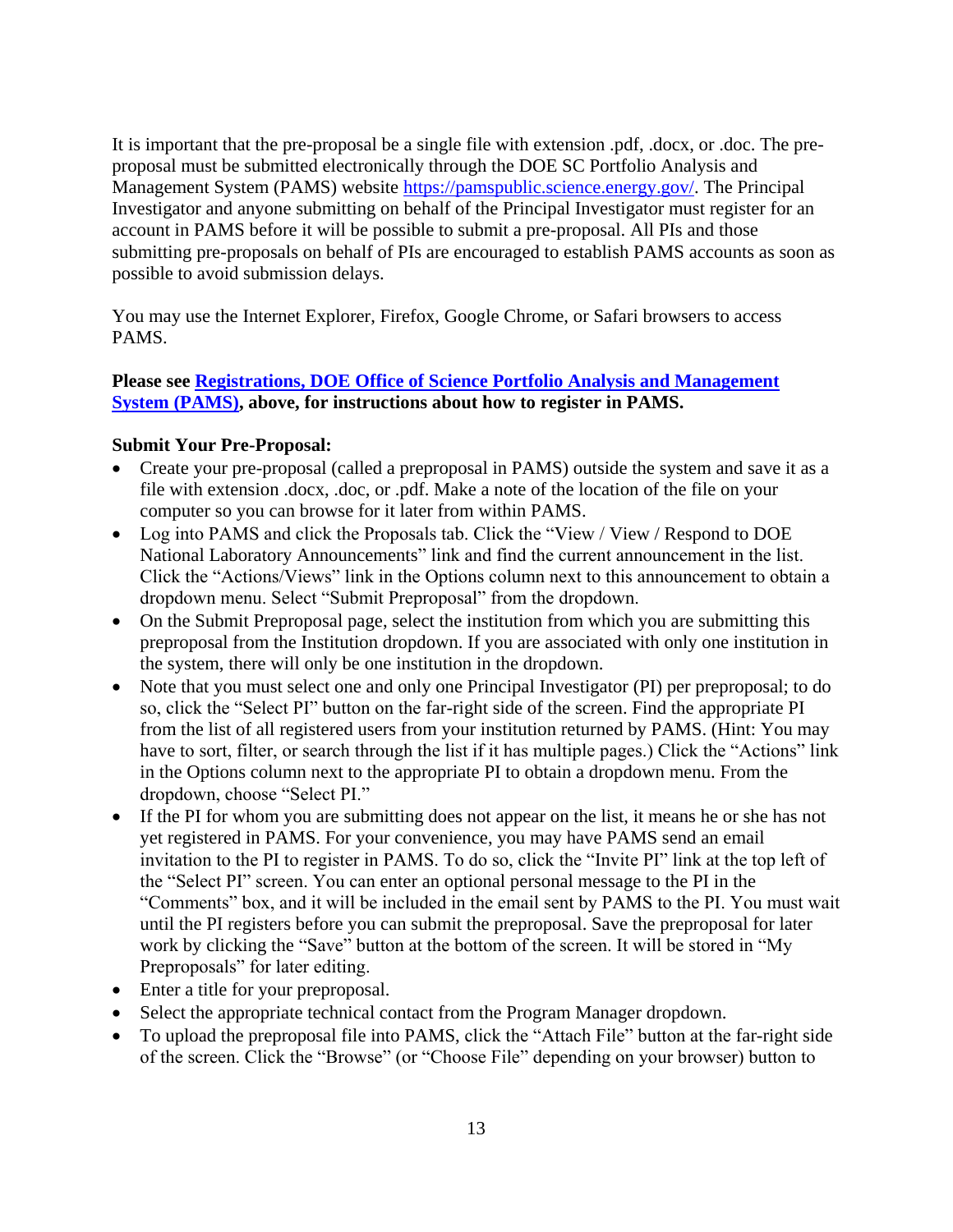It is important that the pre-proposal be a single file with extension .pdf, .docx, or .doc. The pre-proposal must be submitted electronically through the DOE SC Portfolio Analysis and Management System (PAMS) website [https://pamspublic.science.energy.gov/](https://pamspublic.science.energy.gov/). The Principal Investigator and anyone submitting on behalf of the Principal Investigator must register for an account in PAMS before it will be possible to submit a pre-proposal. All PIs and those submitting pre-proposals on behalf of PIs are encouraged to establish PAMS accounts as soon as possible to avoid submission delays.

You may use the Internet Explorer, Firefox, Google Chrome, or Safari browsers to access PAMS.

**Please see Registrations, DOE Office of Science Portfolio Analysis and Management System (PAMS), above, for instructions about how to register in PAMS.**

**Submit Your Pre-Proposal:**

- Create your pre-proposal (called a preproposal in PAMS) outside the system and save it as a file with extension .docx, .doc, or .pdf. Make a note of the location of the file on your computer so you can browse for it later from within PAMS.
- Log into PAMS and click the Proposals tab. Click the "View / View / Respond to DOE National Laboratory Announcements" link and find the current announcement in the list. Click the "Actions/Views" link in the Options column next to this announcement to obtain a dropdown menu. Select "Submit Preproposal" from the dropdown.
- On the Submit Preproposal page, select the institution from which you are submitting this preproposal from the Institution dropdown. If you are associated with only one institution in the system, there will only be one institution in the dropdown.
- Note that you must select one and only one Principal Investigator (PI) per preproposal; to do so, click the "Select PI" button on the far-right side of the screen. Find the appropriate PI from the list of all registered users from your institution returned by PAMS. (Hint: You may have to sort, filter, or search through the list if it has multiple pages.) Click the "Actions" link in the Options column next to the appropriate PI to obtain a dropdown menu. From the dropdown, choose "Select PI."
- If the PI for whom you are submitting does not appear on the list, it means he or she has not yet registered in PAMS. For your convenience, you may have PAMS send an email invitation to the PI to register in PAMS. To do so, click the "Invite PI" link at the top left of the "Select PI" screen. You can enter an optional personal message to the PI in the "Comments" box, and it will be included in the email sent by PAMS to the PI. You must wait until the PI registers before you can submit the preproposal. Save the preproposal for later work by clicking the "Save" button at the bottom of the screen. It will be stored in "My Preproposals" for later editing.
- Enter a title for your preproposal.
- Select the appropriate technical contact from the Program Manager dropdown.
- To upload the preproposal file into PAMS, click the "Attach File" button at the far-right side of the screen. Click the "Browse" (or "Choose File" depending on your browser) button to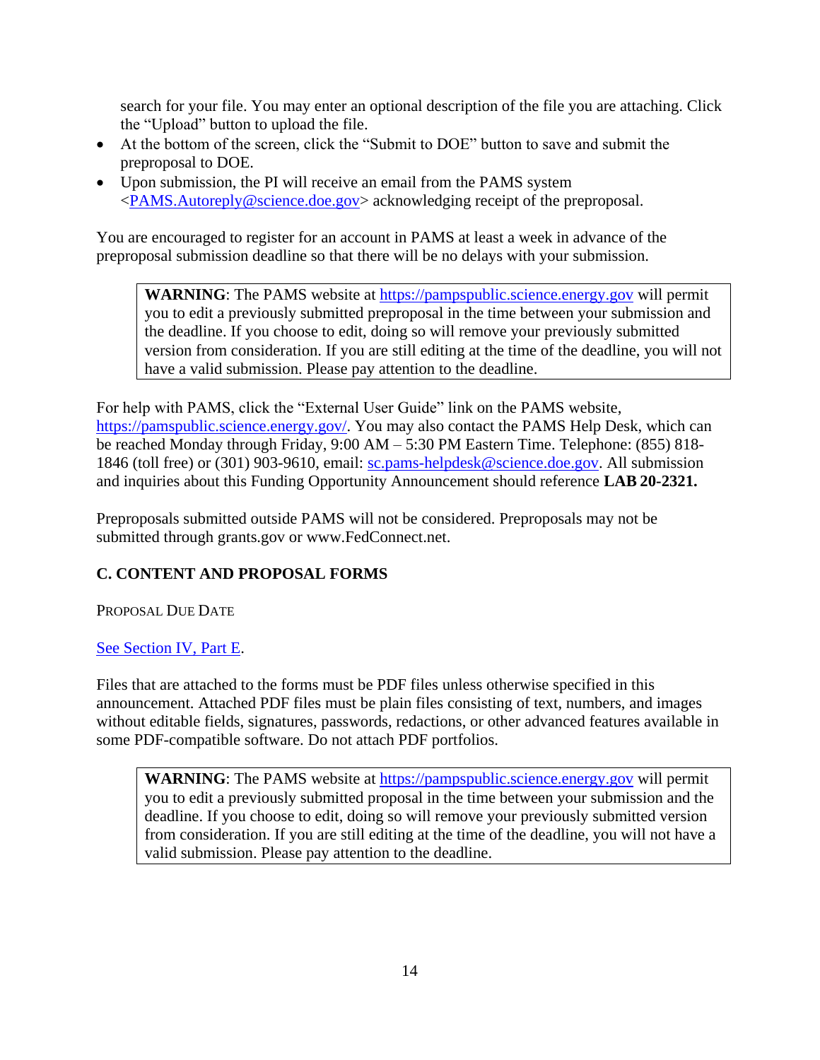search for your file. You may enter an optional description of the file you are attaching. Click the "Upload" button to upload the file.

- At the bottom of the screen, click the "Submit to DOE" button to save and submit the preproposal to DOE.
- Upon submission, the PI will receive an email from the PAMS system <PAMS.Autoreply@science.doe.gov> acknowledging receipt of the preproposal.

You are encouraged to register for an account in PAMS at least a week in advance of the preproposal submission deadline so that there will be no delays with your submission.

> **WARNING**: The PAMS website at https://pampspublic.science.energy.gov will permit you to edit a previously submitted preproposal in the time between your submission and the deadline. If you choose to edit, doing so will remove your previously submitted version from consideration. If you are still editing at the time of the deadline, you will not have a valid submission. Please pay attention to the deadline.

For help with PAMS, click the "External User Guide" link on the PAMS website, https://pamspublic.science.energy.gov/. You may also contact the PAMS Help Desk, which can be reached Monday through Friday, 9:00 AM – 5:30 PM Eastern Time. Telephone: (855) 818-1846 (toll free) or (301) 903-9610, email: sc.pams-helpdesk@science.doe.gov. All submission and inquiries about this Funding Opportunity Announcement should reference **LAB 20-2321.**

Preproposals submitted outside PAMS will not be considered. Preproposals may not be submitted through grants.gov or www.FedConnect.net.

## C. CONTENT AND PROPOSAL FORMS

PROPOSAL DUE DATE

See Section IV, Part E.

Files that are attached to the forms must be PDF files unless otherwise specified in this announcement. Attached PDF files must be plain files consisting of text, numbers, and images without editable fields, signatures, passwords, redactions, or other advanced features available in some PDF-compatible software. Do not attach PDF portfolios.

> **WARNING**: The PAMS website at https://pampspublic.science.energy.gov will permit you to edit a previously submitted proposal in the time between your submission and the deadline. If you choose to edit, doing so will remove your previously submitted version from consideration. If you are still editing at the time of the deadline, you will not have a valid submission. Please pay attention to the deadline.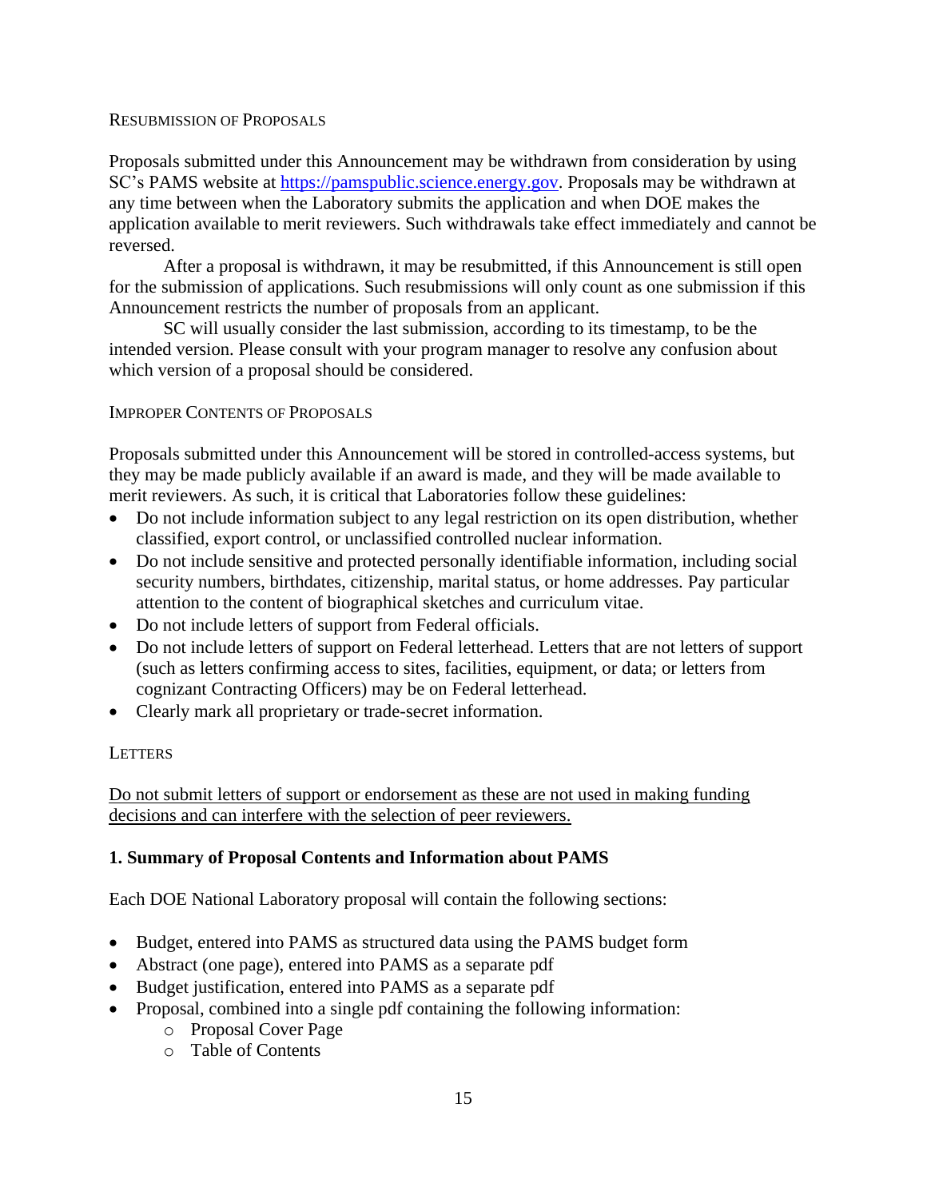RESUBMISSION OF PROPOSALS

Proposals submitted under this Announcement may be withdrawn from consideration by using SC's PAMS website at https://pamspublic.science.energy.gov. Proposals may be withdrawn at any time between when the Laboratory submits the application and when DOE makes the application available to merit reviewers. Such withdrawals take effect immediately and cannot be reversed.

After a proposal is withdrawn, it may be resubmitted, if this Announcement is still open for the submission of applications. Such resubmissions will only count as one submission if this Announcement restricts the number of proposals from an applicant.

SC will usually consider the last submission, according to its timestamp, to be the intended version. Please consult with your program manager to resolve any confusion about which version of a proposal should be considered.

IMPROPER CONTENTS OF PROPOSALS

Proposals submitted under this Announcement will be stored in controlled-access systems, but they may be made publicly available if an award is made, and they will be made available to merit reviewers. As such, it is critical that Laboratories follow these guidelines:

- Do not include information subject to any legal restriction on its open distribution, whether classified, export control, or unclassified controlled nuclear information.
- Do not include sensitive and protected personally identifiable information, including social security numbers, birthdates, citizenship, marital status, or home addresses. Pay particular attention to the content of biographical sketches and curriculum vitae.
- Do not include letters of support from Federal officials.
- Do not include letters of support on Federal letterhead. Letters that are not letters of support (such as letters confirming access to sites, facilities, equipment, or data; or letters from cognizant Contracting Officers) may be on Federal letterhead.
- Clearly mark all proprietary or trade-secret information.

LETTERS

Do not submit letters of support or endorsement as these are not used in making funding decisions and can interfere with the selection of peer reviewers.

### 1. Summary of Proposal Contents and Information about PAMS

Each DOE National Laboratory proposal will contain the following sections:

- Budget, entered into PAMS as structured data using the PAMS budget form
- Abstract (one page), entered into PAMS as a separate pdf
- Budget justification, entered into PAMS as a separate pdf
- Proposal, combined into a single pdf containing the following information:
  - Proposal Cover Page
  - Table of Contents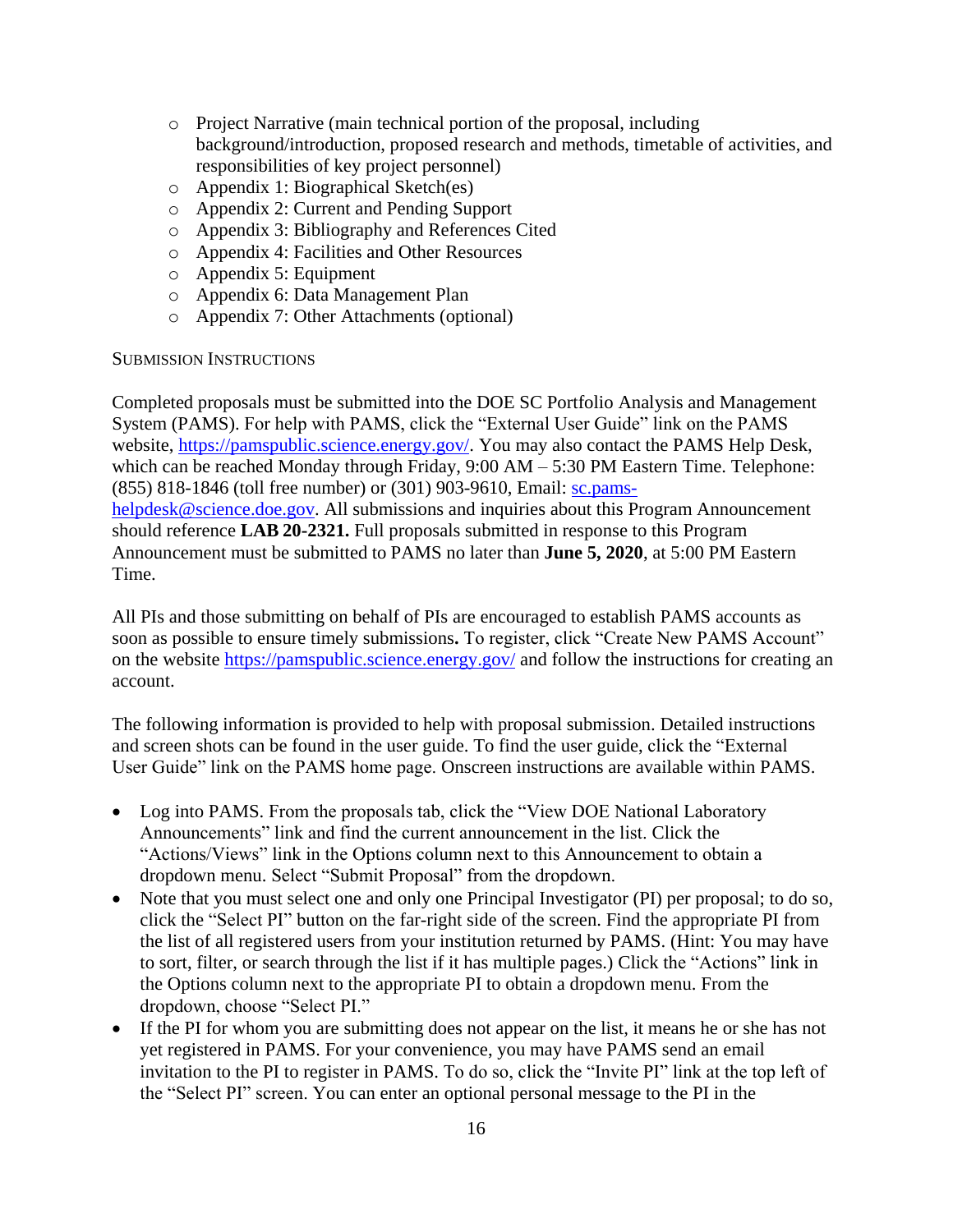- Project Narrative (main technical portion of the proposal, including background/introduction, proposed research and methods, timetable of activities, and responsibilities of key project personnel)
- Appendix 1: Biographical Sketch(es)
- Appendix 2: Current and Pending Support
- Appendix 3: Bibliography and References Cited
- Appendix 4: Facilities and Other Resources
- Appendix 5: Equipment
- Appendix 6: Data Management Plan
- Appendix 7: Other Attachments (optional)

SUBMISSION INSTRUCTIONS

Completed proposals must be submitted into the DOE SC Portfolio Analysis and Management System (PAMS). For help with PAMS, click the "External User Guide" link on the PAMS website, https://pamspublic.science.energy.gov/. You may also contact the PAMS Help Desk, which can be reached Monday through Friday, 9:00 AM – 5:30 PM Eastern Time. Telephone: (855) 818-1846 (toll free number) or (301) 903-9610, Email: sc.pams-helpdesk@science.doe.gov. All submissions and inquiries about this Program Announcement should reference **LAB 20-2321.** Full proposals submitted in response to this Program Announcement must be submitted to PAMS no later than **June 5, 2020**, at 5:00 PM Eastern Time.

All PIs and those submitting on behalf of PIs are encouraged to establish PAMS accounts as soon as possible to ensure timely submissions**.** To register, click "Create New PAMS Account" on the website https://pamspublic.science.energy.gov/ and follow the instructions for creating an account.

The following information is provided to help with proposal submission. Detailed instructions and screen shots can be found in the user guide. To find the user guide, click the "External User Guide" link on the PAMS home page. Onscreen instructions are available within PAMS.

- Log into PAMS. From the proposals tab, click the "View DOE National Laboratory Announcements" link and find the current announcement in the list. Click the "Actions/Views" link in the Options column next to this Announcement to obtain a dropdown menu. Select "Submit Proposal" from the dropdown.
- Note that you must select one and only one Principal Investigator (PI) per proposal; to do so, click the "Select PI" button on the far-right side of the screen. Find the appropriate PI from the list of all registered users from your institution returned by PAMS. (Hint: You may have to sort, filter, or search through the list if it has multiple pages.) Click the "Actions" link in the Options column next to the appropriate PI to obtain a dropdown menu. From the dropdown, choose "Select PI."
- If the PI for whom you are submitting does not appear on the list, it means he or she has not yet registered in PAMS. For your convenience, you may have PAMS send an email invitation to the PI to register in PAMS. To do so, click the "Invite PI" link at the top left of the "Select PI" screen. You can enter an optional personal message to the PI in the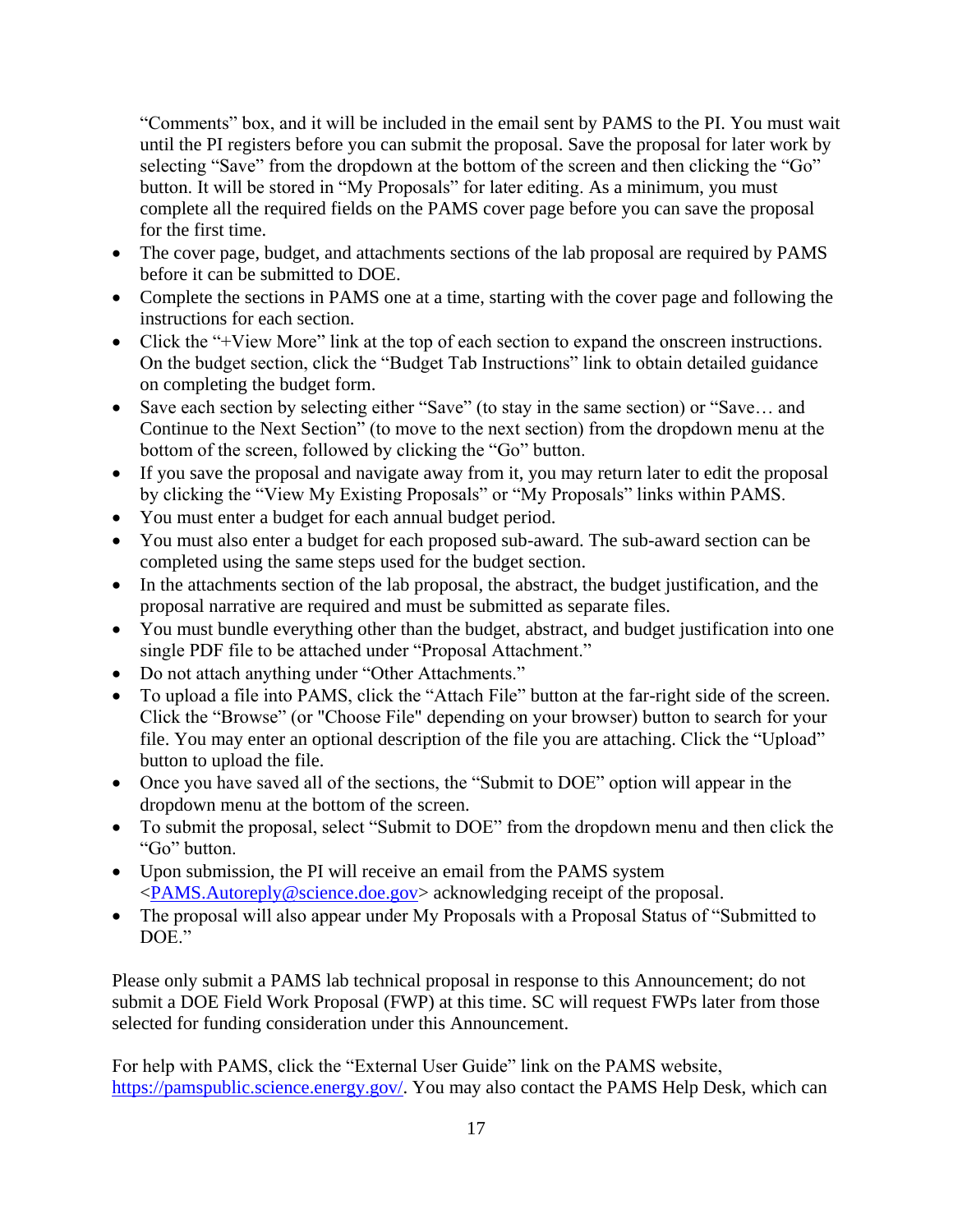"Comments" box, and it will be included in the email sent by PAMS to the PI. You must wait until the PI registers before you can submit the proposal. Save the proposal for later work by selecting "Save" from the dropdown at the bottom of the screen and then clicking the "Go" button. It will be stored in "My Proposals" for later editing. As a minimum, you must complete all the required fields on the PAMS cover page before you can save the proposal for the first time.

- The cover page, budget, and attachments sections of the lab proposal are required by PAMS before it can be submitted to DOE.
- Complete the sections in PAMS one at a time, starting with the cover page and following the instructions for each section.
- Click the "+View More" link at the top of each section to expand the onscreen instructions. On the budget section, click the "Budget Tab Instructions" link to obtain detailed guidance on completing the budget form.
- Save each section by selecting either "Save" (to stay in the same section) or "Save… and Continue to the Next Section" (to move to the next section) from the dropdown menu at the bottom of the screen, followed by clicking the "Go" button.
- If you save the proposal and navigate away from it, you may return later to edit the proposal by clicking the "View My Existing Proposals" or "My Proposals" links within PAMS.
- You must enter a budget for each annual budget period.
- You must also enter a budget for each proposed sub-award. The sub-award section can be completed using the same steps used for the budget section.
- In the attachments section of the lab proposal, the abstract, the budget justification, and the proposal narrative are required and must be submitted as separate files.
- You must bundle everything other than the budget, abstract, and budget justification into one single PDF file to be attached under "Proposal Attachment."
- Do not attach anything under "Other Attachments."
- To upload a file into PAMS, click the "Attach File" button at the far-right side of the screen. Click the "Browse" (or "Choose File" depending on your browser) button to search for your file. You may enter an optional description of the file you are attaching. Click the "Upload" button to upload the file.
- Once you have saved all of the sections, the "Submit to DOE" option will appear in the dropdown menu at the bottom of the screen.
- To submit the proposal, select "Submit to DOE" from the dropdown menu and then click the "Go" button.
- Upon submission, the PI will receive an email from the PAMS system <PAMS.Autoreply@science.doe.gov> acknowledging receipt of the proposal.
- The proposal will also appear under My Proposals with a Proposal Status of "Submitted to DOE."

Please only submit a PAMS lab technical proposal in response to this Announcement; do not submit a DOE Field Work Proposal (FWP) at this time. SC will request FWPs later from those selected for funding consideration under this Announcement.

For help with PAMS, click the "External User Guide" link on the PAMS website, https://pamspublic.science.energy.gov/. You may also contact the PAMS Help Desk, which can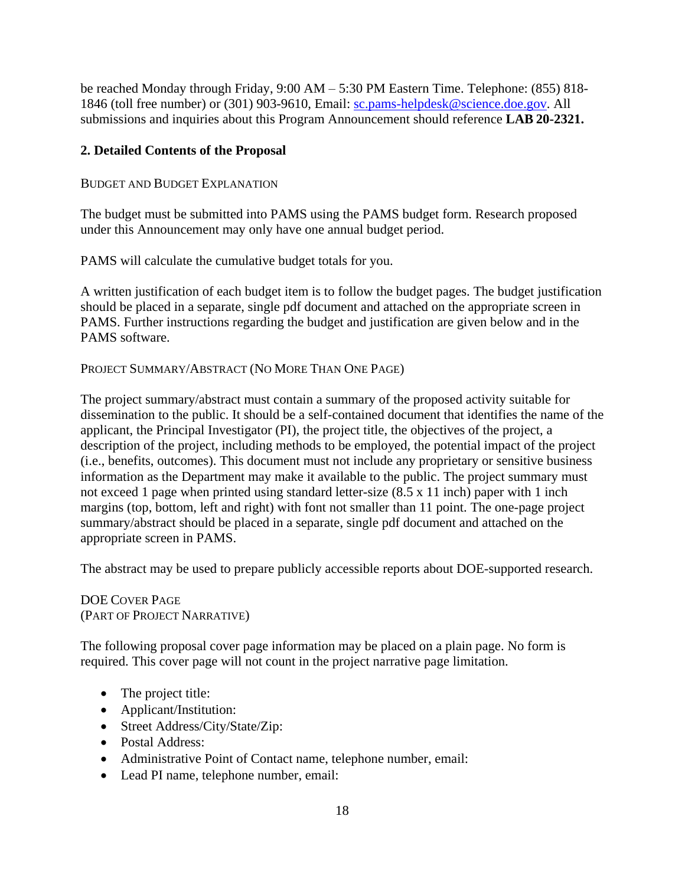be reached Monday through Friday, 9:00 AM – 5:30 PM Eastern Time. Telephone: (855) 818-1846 (toll free number) or (301) 903-9610, Email: sc.pams-helpdesk@science.doe.gov. All submissions and inquiries about this Program Announcement should reference **LAB 20-2321.**

## 2. Detailed Contents of the Proposal

BUDGET AND BUDGET EXPLANATION

The budget must be submitted into PAMS using the PAMS budget form. Research proposed under this Announcement may only have one annual budget period.

PAMS will calculate the cumulative budget totals for you.

A written justification of each budget item is to follow the budget pages. The budget justification should be placed in a separate, single pdf document and attached on the appropriate screen in PAMS. Further instructions regarding the budget and justification are given below and in the PAMS software.

PROJECT SUMMARY/ABSTRACT (NO MORE THAN ONE PAGE)

The project summary/abstract must contain a summary of the proposed activity suitable for dissemination to the public. It should be a self-contained document that identifies the name of the applicant, the Principal Investigator (PI), the project title, the objectives of the project, a description of the project, including methods to be employed, the potential impact of the project (i.e., benefits, outcomes). This document must not include any proprietary or sensitive business information as the Department may make it available to the public. The project summary must not exceed 1 page when printed using standard letter-size (8.5 x 11 inch) paper with 1 inch margins (top, bottom, left and right) with font not smaller than 11 point. The one-page project summary/abstract should be placed in a separate, single pdf document and attached on the appropriate screen in PAMS.

The abstract may be used to prepare publicly accessible reports about DOE-supported research.

DOE COVER PAGE
(PART OF PROJECT NARRATIVE)

The following proposal cover page information may be placed on a plain page. No form is required. This cover page will not count in the project narrative page limitation.

- The project title:
- Applicant/Institution:
- Street Address/City/State/Zip:
- Postal Address:
- Administrative Point of Contact name, telephone number, email:
- Lead PI name, telephone number, email: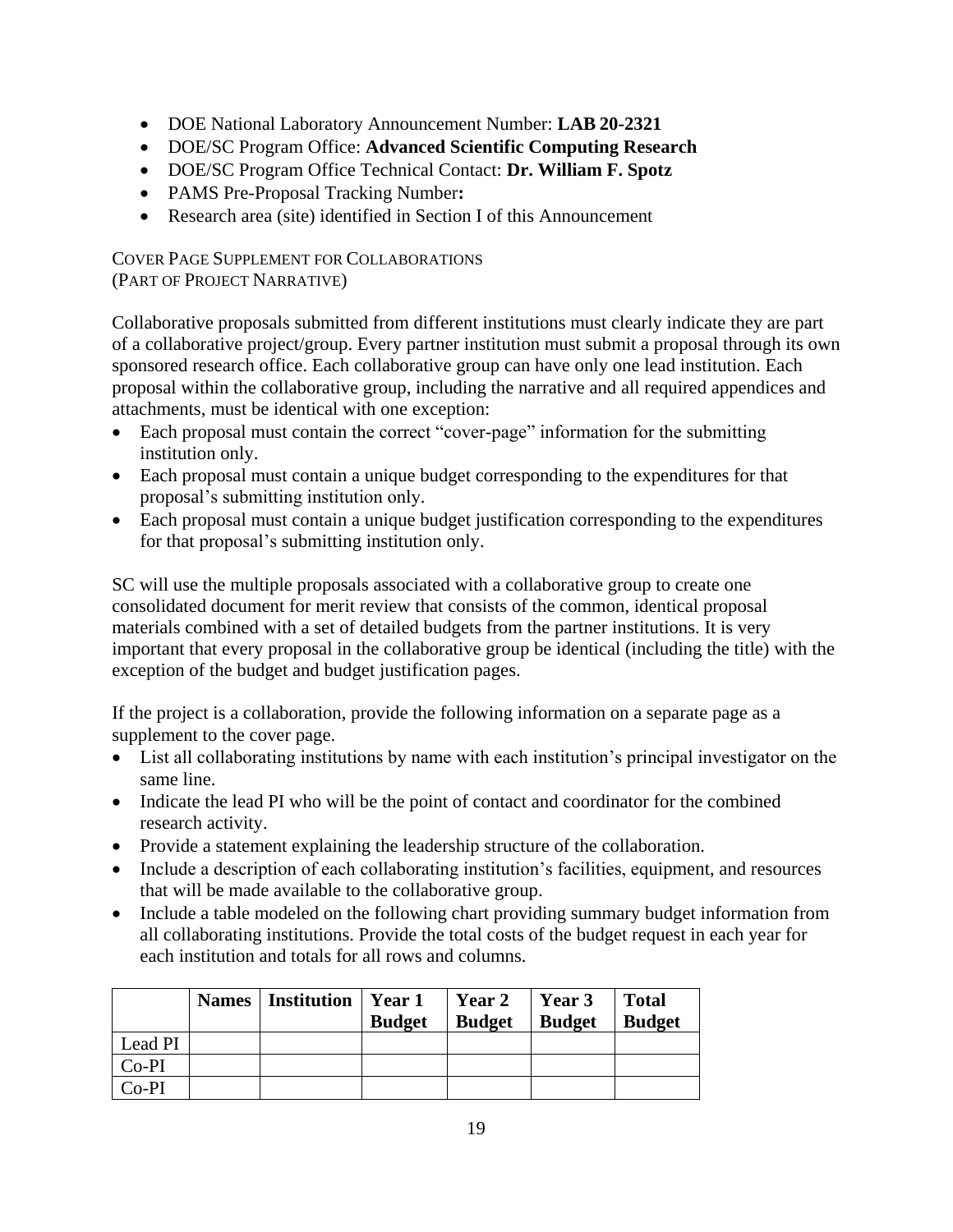- DOE National Laboratory Announcement Number: **LAB 20-2321**
- DOE/SC Program Office: **Advanced Scientific Computing Research**
- DOE/SC Program Office Technical Contact: **Dr. William F. Spotz**
- PAMS Pre-Proposal Tracking Number**:**
- Research area (site) identified in Section I of this Announcement

COVER PAGE SUPPLEMENT FOR COLLABORATIONS
(PART OF PROJECT NARRATIVE)

Collaborative proposals submitted from different institutions must clearly indicate they are part of a collaborative project/group. Every partner institution must submit a proposal through its own sponsored research office. Each collaborative group can have only one lead institution. Each proposal within the collaborative group, including the narrative and all required appendices and attachments, must be identical with one exception:

- Each proposal must contain the correct "cover-page" information for the submitting institution only.
- Each proposal must contain a unique budget corresponding to the expenditures for that proposal's submitting institution only.
- Each proposal must contain a unique budget justification corresponding to the expenditures for that proposal's submitting institution only.

SC will use the multiple proposals associated with a collaborative group to create one consolidated document for merit review that consists of the common, identical proposal materials combined with a set of detailed budgets from the partner institutions. It is very important that every proposal in the collaborative group be identical (including the title) with the exception of the budget and budget justification pages.

If the project is a collaboration, provide the following information on a separate page as a supplement to the cover page.

- List all collaborating institutions by name with each institution's principal investigator on the same line.
- Indicate the lead PI who will be the point of contact and coordinator for the combined research activity.
- Provide a statement explaining the leadership structure of the collaboration.
- Include a description of each collaborating institution's facilities, equipment, and resources that will be made available to the collaborative group.
- Include a table modeled on the following chart providing summary budget information from all collaborating institutions. Provide the total costs of the budget request in each year for each institution and totals for all rows and columns.

| | **Names** | **Institution** | **Year 1 Budget** | **Year 2 Budget** | **Year 3 Budget** | **Total Budget** |
|---|---|---|---|---|---|---|
| Lead PI | | | | | | |
| Co-PI | | | | | | |
| Co-PI | | | | | | |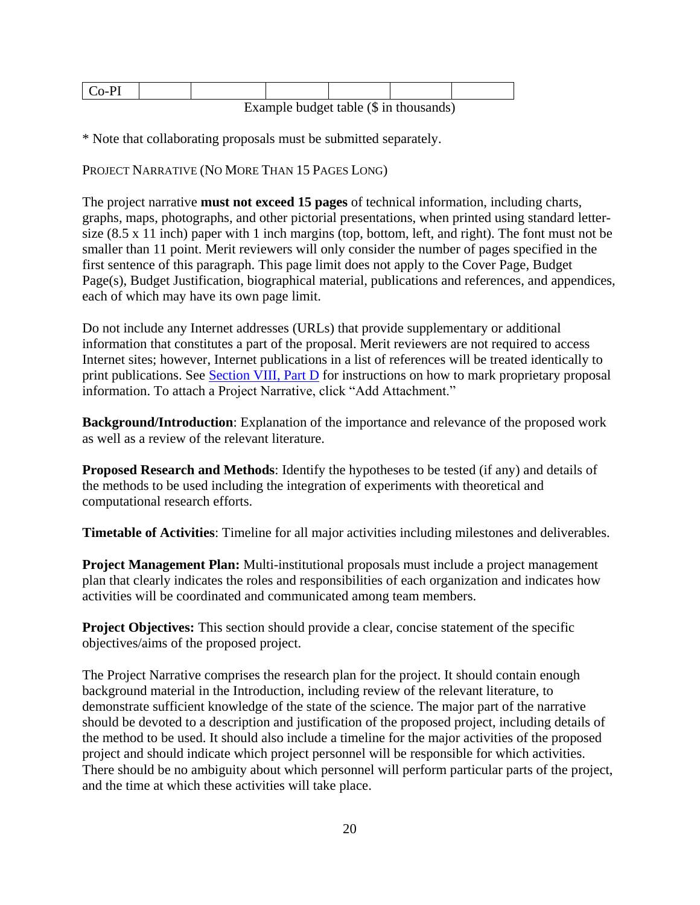| Co-PI | | | | | | |
|---|---|---|---|---|---|---|

Example budget table ($ in thousands)

* Note that collaborating proposals must be submitted separately.

PROJECT NARRATIVE (NO MORE THAN 15 PAGES LONG)

The project narrative **must not exceed 15 pages** of technical information, including charts, graphs, maps, photographs, and other pictorial presentations, when printed using standard letter-size (8.5 x 11 inch) paper with 1 inch margins (top, bottom, left, and right). The font must not be smaller than 11 point. Merit reviewers will only consider the number of pages specified in the first sentence of this paragraph. This page limit does not apply to the Cover Page, Budget Page(s), Budget Justification, biographical material, publications and references, and appendices, each of which may have its own page limit.

Do not include any Internet addresses (URLs) that provide supplementary or additional information that constitutes a part of the proposal. Merit reviewers are not required to access Internet sites; however, Internet publications in a list of references will be treated identically to print publications. See Section VIII, Part D for instructions on how to mark proprietary proposal information. To attach a Project Narrative, click "Add Attachment."

**Background/Introduction**: Explanation of the importance and relevance of the proposed work as well as a review of the relevant literature.

**Proposed Research and Methods**: Identify the hypotheses to be tested (if any) and details of the methods to be used including the integration of experiments with theoretical and computational research efforts.

**Timetable of Activities**: Timeline for all major activities including milestones and deliverables.

**Project Management Plan:** Multi-institutional proposals must include a project management plan that clearly indicates the roles and responsibilities of each organization and indicates how activities will be coordinated and communicated among team members.

**Project Objectives:** This section should provide a clear, concise statement of the specific objectives/aims of the proposed project.

The Project Narrative comprises the research plan for the project. It should contain enough background material in the Introduction, including review of the relevant literature, to demonstrate sufficient knowledge of the state of the science. The major part of the narrative should be devoted to a description and justification of the proposed project, including details of the method to be used. It should also include a timeline for the major activities of the proposed project and should indicate which project personnel will be responsible for which activities. There should be no ambiguity about which personnel will perform particular parts of the project, and the time at which these activities will take place.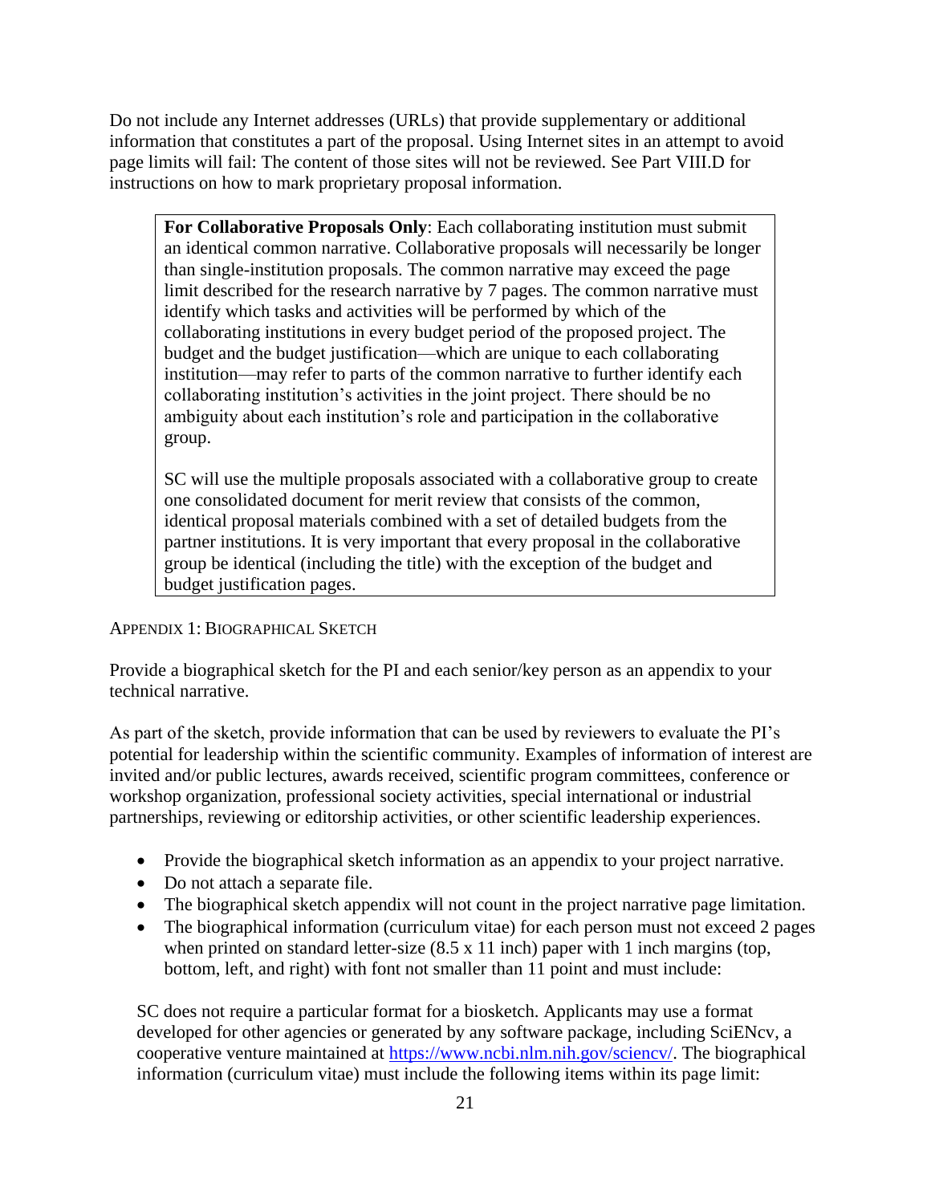Do not include any Internet addresses (URLs) that provide supplementary or additional information that constitutes a part of the proposal. Using Internet sites in an attempt to avoid page limits will fail: The content of those sites will not be reviewed. See Part VIII.D for instructions on how to mark proprietary proposal information.

> **For Collaborative Proposals Only**: Each collaborating institution must submit an identical common narrative. Collaborative proposals will necessarily be longer than single-institution proposals. The common narrative may exceed the page limit described for the research narrative by 7 pages. The common narrative must identify which tasks and activities will be performed by which of the collaborating institutions in every budget period of the proposed project. The budget and the budget justification—which are unique to each collaborating institution—may refer to parts of the common narrative to further identify each collaborating institution's activities in the joint project. There should be no ambiguity about each institution's role and participation in the collaborative group.
>
> SC will use the multiple proposals associated with a collaborative group to create one consolidated document for merit review that consists of the common, identical proposal materials combined with a set of detailed budgets from the partner institutions. It is very important that every proposal in the collaborative group be identical (including the title) with the exception of the budget and budget justification pages.

APPENDIX 1: BIOGRAPHICAL SKETCH

Provide a biographical sketch for the PI and each senior/key person as an appendix to your technical narrative.

As part of the sketch, provide information that can be used by reviewers to evaluate the PI's potential for leadership within the scientific community. Examples of information of interest are invited and/or public lectures, awards received, scientific program committees, conference or workshop organization, professional society activities, special international or industrial partnerships, reviewing or editorship activities, or other scientific leadership experiences.

- Provide the biographical sketch information as an appendix to your project narrative.
- Do not attach a separate file.
- The biographical sketch appendix will not count in the project narrative page limitation.
- The biographical information (curriculum vitae) for each person must not exceed 2 pages when printed on standard letter-size (8.5 x 11 inch) paper with 1 inch margins (top, bottom, left, and right) with font not smaller than 11 point and must include:

SC does not require a particular format for a biosketch. Applicants may use a format developed for other agencies or generated by any software package, including SciENcv, a cooperative venture maintained at https://www.ncbi.nlm.nih.gov/sciencv/. The biographical information (curriculum vitae) must include the following items within its page limit: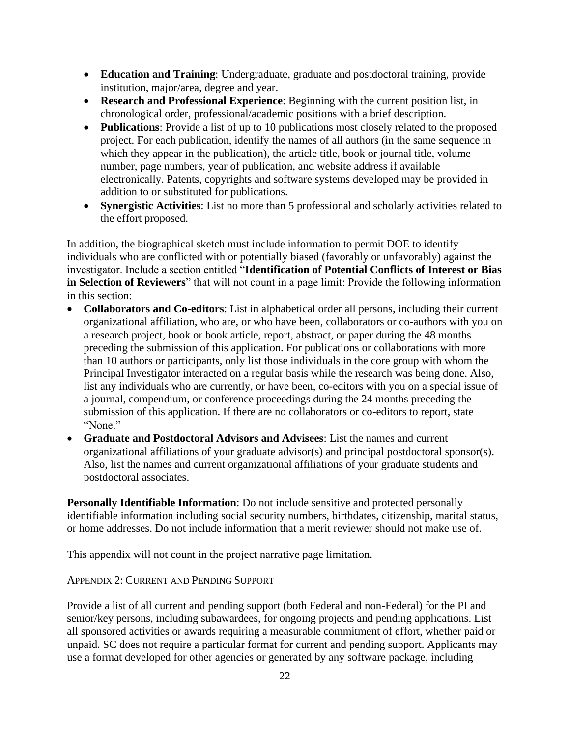- **Education and Training**: Undergraduate, graduate and postdoctoral training, provide institution, major/area, degree and year.
- **Research and Professional Experience**: Beginning with the current position list, in chronological order, professional/academic positions with a brief description.
- **Publications**: Provide a list of up to 10 publications most closely related to the proposed project. For each publication, identify the names of all authors (in the same sequence in which they appear in the publication), the article title, book or journal title, volume number, page numbers, year of publication, and website address if available electronically. Patents, copyrights and software systems developed may be provided in addition to or substituted for publications.
- **Synergistic Activities**: List no more than 5 professional and scholarly activities related to the effort proposed.

In addition, the biographical sketch must include information to permit DOE to identify individuals who are conflicted with or potentially biased (favorably or unfavorably) against the investigator. Include a section entitled "**Identification of Potential Conflicts of Interest or Bias in Selection of Reviewers**" that will not count in a page limit: Provide the following information in this section:

- **Collaborators and Co-editors**: List in alphabetical order all persons, including their current organizational affiliation, who are, or who have been, collaborators or co-authors with you on a research project, book or book article, report, abstract, or paper during the 48 months preceding the submission of this application. For publications or collaborations with more than 10 authors or participants, only list those individuals in the core group with whom the Principal Investigator interacted on a regular basis while the research was being done. Also, list any individuals who are currently, or have been, co-editors with you on a special issue of a journal, compendium, or conference proceedings during the 24 months preceding the submission of this application. If there are no collaborators or co-editors to report, state "None."
- **Graduate and Postdoctoral Advisors and Advisees**: List the names and current organizational affiliations of your graduate advisor(s) and principal postdoctoral sponsor(s). Also, list the names and current organizational affiliations of your graduate students and postdoctoral associates.

**Personally Identifiable Information**: Do not include sensitive and protected personally identifiable information including social security numbers, birthdates, citizenship, marital status, or home addresses. Do not include information that a merit reviewer should not make use of.

This appendix will not count in the project narrative page limitation.

### Appendix 2: Current and Pending Support

Provide a list of all current and pending support (both Federal and non-Federal) for the PI and senior/key persons, including subawardees, for ongoing projects and pending applications. List all sponsored activities or awards requiring a measurable commitment of effort, whether paid or unpaid. SC does not require a particular format for current and pending support. Applicants may use a format developed for other agencies or generated by any software package, including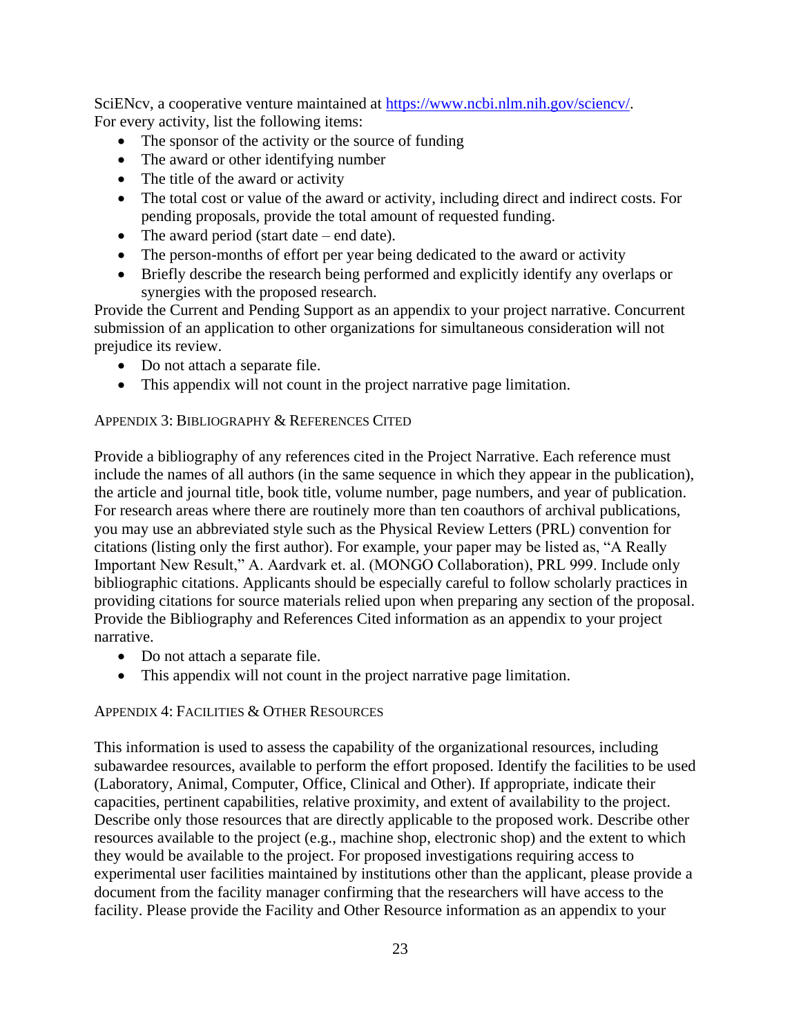SciENcv, a cooperative venture maintained at https://www.ncbi.nlm.nih.gov/sciencv/.
For every activity, list the following items:

- The sponsor of the activity or the source of funding
- The award or other identifying number
- The title of the award or activity
- The total cost or value of the award or activity, including direct and indirect costs. For pending proposals, provide the total amount of requested funding.
- The award period (start date – end date).
- The person-months of effort per year being dedicated to the award or activity
- Briefly describe the research being performed and explicitly identify any overlaps or synergies with the proposed research.

Provide the Current and Pending Support as an appendix to your project narrative. Concurrent submission of an application to other organizations for simultaneous consideration will not prejudice its review.

- Do not attach a separate file.
- This appendix will not count in the project narrative page limitation.

### Appendix 3: Bibliography & References Cited

Provide a bibliography of any references cited in the Project Narrative. Each reference must include the names of all authors (in the same sequence in which they appear in the publication), the article and journal title, book title, volume number, page numbers, and year of publication. For research areas where there are routinely more than ten coauthors of archival publications, you may use an abbreviated style such as the Physical Review Letters (PRL) convention for citations (listing only the first author). For example, your paper may be listed as, "A Really Important New Result," A. Aardvark et. al. (MONGO Collaboration), PRL 999. Include only bibliographic citations. Applicants should be especially careful to follow scholarly practices in providing citations for source materials relied upon when preparing any section of the proposal. Provide the Bibliography and References Cited information as an appendix to your project narrative.

- Do not attach a separate file.
- This appendix will not count in the project narrative page limitation.

### Appendix 4: Facilities & Other Resources

This information is used to assess the capability of the organizational resources, including subawardee resources, available to perform the effort proposed. Identify the facilities to be used (Laboratory, Animal, Computer, Office, Clinical and Other). If appropriate, indicate their capacities, pertinent capabilities, relative proximity, and extent of availability to the project. Describe only those resources that are directly applicable to the proposed work. Describe other resources available to the project (e.g., machine shop, electronic shop) and the extent to which they would be available to the project. For proposed investigations requiring access to experimental user facilities maintained by institutions other than the applicant, please provide a document from the facility manager confirming that the researchers will have access to the facility. Please provide the Facility and Other Resource information as an appendix to your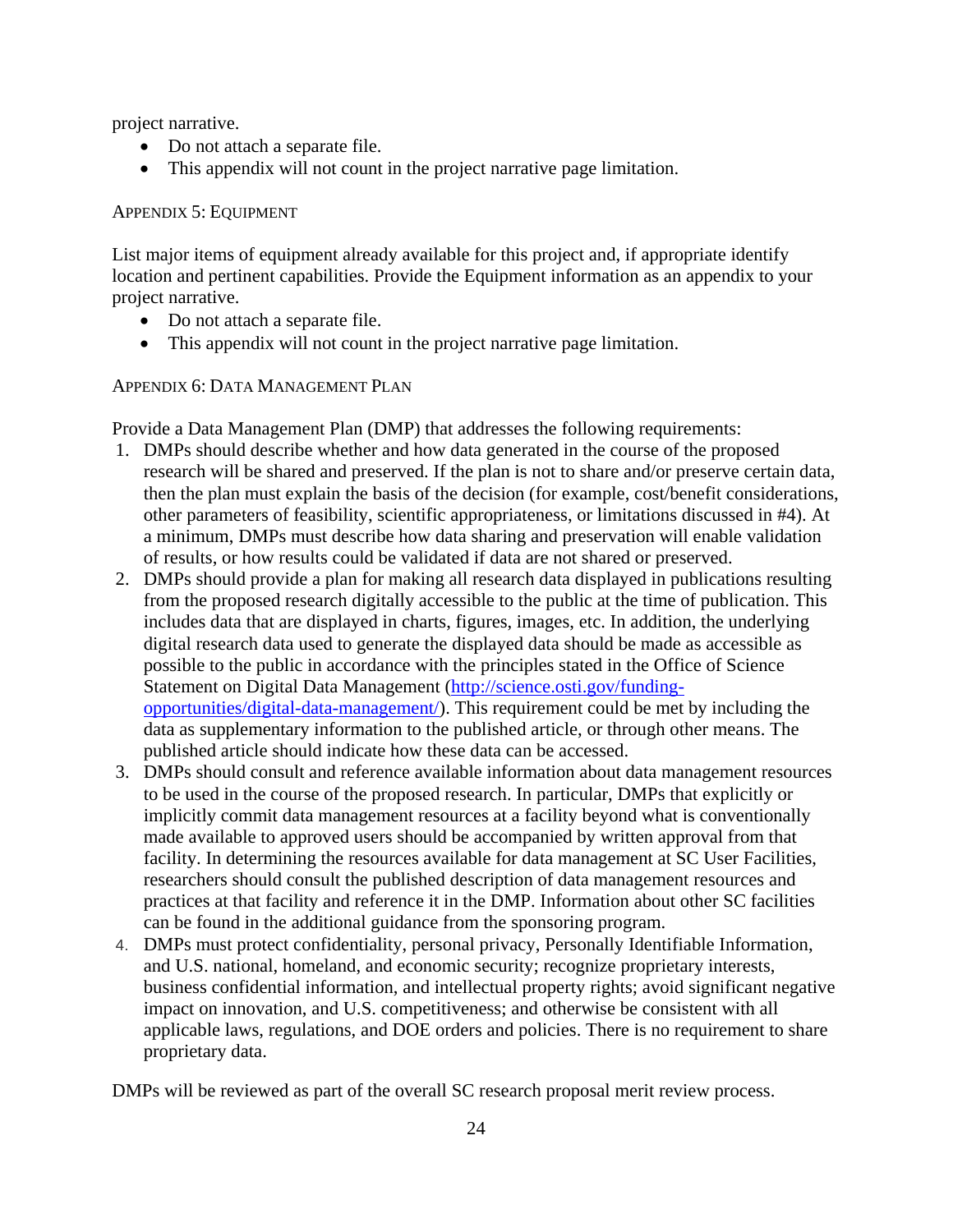project narrative.

- Do not attach a separate file.
- This appendix will not count in the project narrative page limitation.

### Appendix 5: Equipment

List major items of equipment already available for this project and, if appropriate identify location and pertinent capabilities. Provide the Equipment information as an appendix to your project narrative.

- Do not attach a separate file.
- This appendix will not count in the project narrative page limitation.

### Appendix 6: Data Management Plan

Provide a Data Management Plan (DMP) that addresses the following requirements:

1. DMPs should describe whether and how data generated in the course of the proposed research will be shared and preserved. If the plan is not to share and/or preserve certain data, then the plan must explain the basis of the decision (for example, cost/benefit considerations, other parameters of feasibility, scientific appropriateness, or limitations discussed in #4). At a minimum, DMPs must describe how data sharing and preservation will enable validation of results, or how results could be validated if data are not shared or preserved.
2. DMPs should provide a plan for making all research data displayed in publications resulting from the proposed research digitally accessible to the public at the time of publication. This includes data that are displayed in charts, figures, images, etc. In addition, the underlying digital research data used to generate the displayed data should be made as accessible as possible to the public in accordance with the principles stated in the Office of Science Statement on Digital Data Management ([http://science.osti.gov/funding-opportunities/digital-data-management/](http://science.osti.gov/funding-opportunities/digital-data-management/)). This requirement could be met by including the data as supplementary information to the published article, or through other means. The published article should indicate how these data can be accessed.
3. DMPs should consult and reference available information about data management resources to be used in the course of the proposed research. In particular, DMPs that explicitly or implicitly commit data management resources at a facility beyond what is conventionally made available to approved users should be accompanied by written approval from that facility. In determining the resources available for data management at SC User Facilities, researchers should consult the published description of data management resources and practices at that facility and reference it in the DMP. Information about other SC facilities can be found in the additional guidance from the sponsoring program.
4. DMPs must protect confidentiality, personal privacy, Personally Identifiable Information, and U.S. national, homeland, and economic security; recognize proprietary interests, business confidential information, and intellectual property rights; avoid significant negative impact on innovation, and U.S. competitiveness; and otherwise be consistent with all applicable laws, regulations, and DOE orders and policies. There is no requirement to share proprietary data.

DMPs will be reviewed as part of the overall SC research proposal merit review process.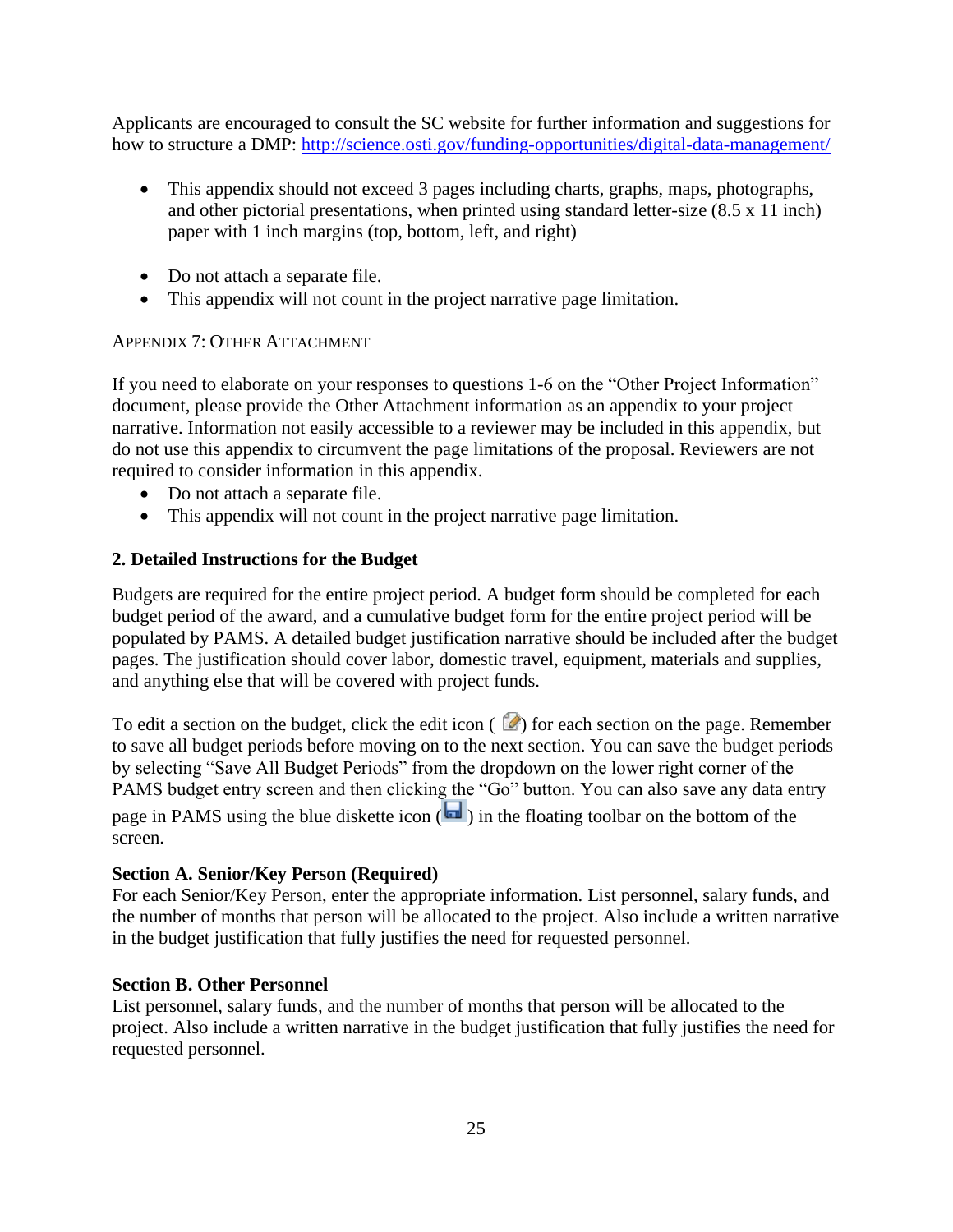Applicants are encouraged to consult the SC website for further information and suggestions for how to structure a DMP: http://science.osti.gov/funding-opportunities/digital-data-management/

- This appendix should not exceed 3 pages including charts, graphs, maps, photographs, and other pictorial presentations, when printed using standard letter-size (8.5 x 11 inch) paper with 1 inch margins (top, bottom, left, and right)

- Do not attach a separate file.
- This appendix will not count in the project narrative page limitation.

APPENDIX 7: OTHER ATTACHMENT

If you need to elaborate on your responses to questions 1-6 on the "Other Project Information" document, please provide the Other Attachment information as an appendix to your project narrative. Information not easily accessible to a reviewer may be included in this appendix, but do not use this appendix to circumvent the page limitations of the proposal. Reviewers are not required to consider information in this appendix.

- Do not attach a separate file.
- This appendix will not count in the project narrative page limitation.

### 2. Detailed Instructions for the Budget

Budgets are required for the entire project period. A budget form should be completed for each budget period of the award, and a cumulative budget form for the entire project period will be populated by PAMS. A detailed budget justification narrative should be included after the budget pages. The justification should cover labor, domestic travel, equipment, materials and supplies, and anything else that will be covered with project funds.

To edit a section on the budget, click the edit icon ( ) for each section on the page. Remember to save all budget periods before moving on to the next section. You can save the budget periods by selecting "Save All Budget Periods" from the dropdown on the lower right corner of the PAMS budget entry screen and then clicking the "Go" button. You can also save any data entry page in PAMS using the blue diskette icon ( ) in the floating toolbar on the bottom of the screen.

**Section A. Senior/Key Person (Required)**
For each Senior/Key Person, enter the appropriate information. List personnel, salary funds, and the number of months that person will be allocated to the project. Also include a written narrative in the budget justification that fully justifies the need for requested personnel.

**Section B. Other Personnel**
List personnel, salary funds, and the number of months that person will be allocated to the project. Also include a written narrative in the budget justification that fully justifies the need for requested personnel.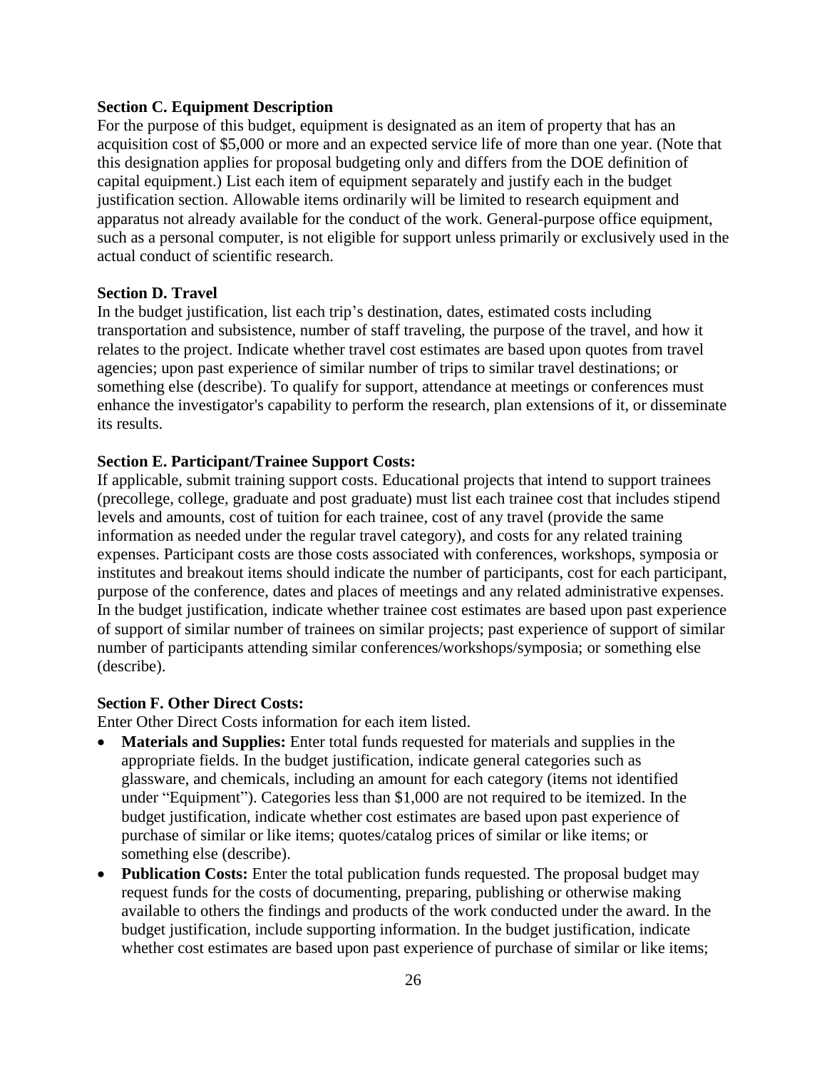**Section C. Equipment Description**

For the purpose of this budget, equipment is designated as an item of property that has an acquisition cost of $5,000 or more and an expected service life of more than one year. (Note that this designation applies for proposal budgeting only and differs from the DOE definition of capital equipment.) List each item of equipment separately and justify each in the budget justification section. Allowable items ordinarily will be limited to research equipment and apparatus not already available for the conduct of the work. General-purpose office equipment, such as a personal computer, is not eligible for support unless primarily or exclusively used in the actual conduct of scientific research.

**Section D. Travel**

In the budget justification, list each trip's destination, dates, estimated costs including transportation and subsistence, number of staff traveling, the purpose of the travel, and how it relates to the project. Indicate whether travel cost estimates are based upon quotes from travel agencies; upon past experience of similar number of trips to similar travel destinations; or something else (describe). To qualify for support, attendance at meetings or conferences must enhance the investigator's capability to perform the research, plan extensions of it, or disseminate its results.

**Section E. Participant/Trainee Support Costs:**

If applicable, submit training support costs. Educational projects that intend to support trainees (precollege, college, graduate and post graduate) must list each trainee cost that includes stipend levels and amounts, cost of tuition for each trainee, cost of any travel (provide the same information as needed under the regular travel category), and costs for any related training expenses. Participant costs are those costs associated with conferences, workshops, symposia or institutes and breakout items should indicate the number of participants, cost for each participant, purpose of the conference, dates and places of meetings and any related administrative expenses. In the budget justification, indicate whether trainee cost estimates are based upon past experience of support of similar number of trainees on similar projects; past experience of support of similar number of participants attending similar conferences/workshops/symposia; or something else (describe).

**Section F. Other Direct Costs:**

Enter Other Direct Costs information for each item listed.

- **Materials and Supplies:** Enter total funds requested for materials and supplies in the appropriate fields. In the budget justification, indicate general categories such as glassware, and chemicals, including an amount for each category (items not identified under "Equipment"). Categories less than $1,000 are not required to be itemized. In the budget justification, indicate whether cost estimates are based upon past experience of purchase of similar or like items; quotes/catalog prices of similar or like items; or something else (describe).
- **Publication Costs:** Enter the total publication funds requested. The proposal budget may request funds for the costs of documenting, preparing, publishing or otherwise making available to others the findings and products of the work conducted under the award. In the budget justification, include supporting information. In the budget justification, indicate whether cost estimates are based upon past experience of purchase of similar or like items;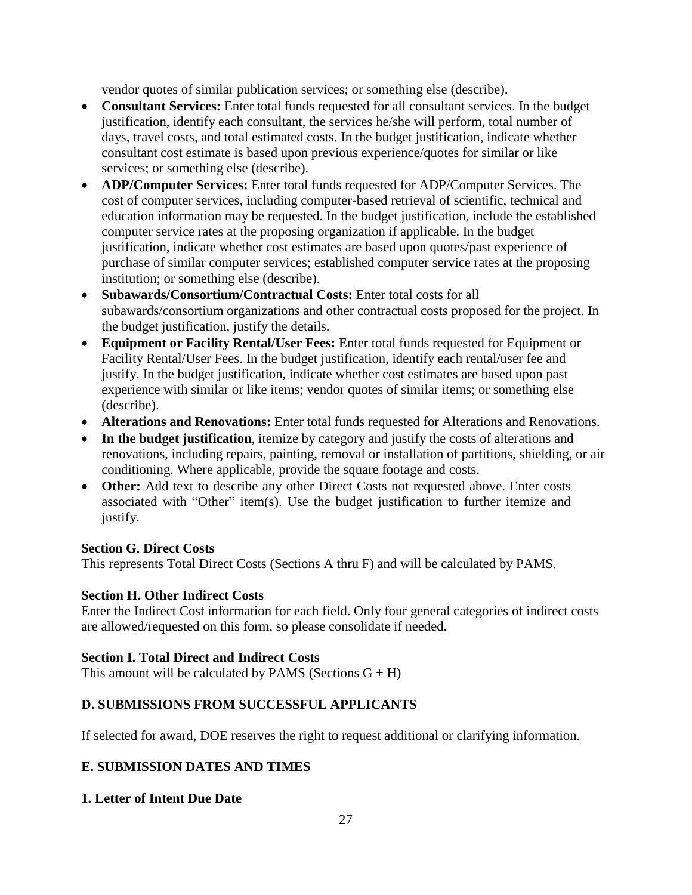vendor quotes of similar publication services; or something else (describe).

- **Consultant Services:** Enter total funds requested for all consultant services. In the budget justification, identify each consultant, the services he/she will perform, total number of days, travel costs, and total estimated costs. In the budget justification, indicate whether consultant cost estimate is based upon previous experience/quotes for similar or like services; or something else (describe).
- **ADP/Computer Services:** Enter total funds requested for ADP/Computer Services. The cost of computer services, including computer-based retrieval of scientific, technical and education information may be requested. In the budget justification, include the established computer service rates at the proposing organization if applicable. In the budget justification, indicate whether cost estimates are based upon quotes/past experience of purchase of similar computer services; established computer service rates at the proposing institution; or something else (describe).
- **Subawards/Consortium/Contractual Costs:** Enter total costs for all subawards/consortium organizations and other contractual costs proposed for the project. In the budget justification, justify the details.
- **Equipment or Facility Rental/User Fees:** Enter total funds requested for Equipment or Facility Rental/User Fees. In the budget justification, identify each rental/user fee and justify. In the budget justification, indicate whether cost estimates are based upon past experience with similar or like items; vendor quotes of similar items; or something else (describe).
- **Alterations and Renovations:** Enter total funds requested for Alterations and Renovations.
- **In the budget justification**, itemize by category and justify the costs of alterations and renovations, including repairs, painting, removal or installation of partitions, shielding, or air conditioning. Where applicable, provide the square footage and costs.
- **Other:** Add text to describe any other Direct Costs not requested above. Enter costs associated with "Other" item(s). Use the budget justification to further itemize and justify.

**Section G. Direct Costs**
This represents Total Direct Costs (Sections A thru F) and will be calculated by PAMS.

**Section H. Other Indirect Costs**
Enter the Indirect Cost information for each field. Only four general categories of indirect costs are allowed/requested on this form, so please consolidate if needed.

**Section I. Total Direct and Indirect Costs**
This amount will be calculated by PAMS (Sections G + H)

## D. SUBMISSIONS FROM SUCCESSFUL APPLICANTS

If selected for award, DOE reserves the right to request additional or clarifying information.

## E. SUBMISSION DATES AND TIMES

### 1. Letter of Intent Due Date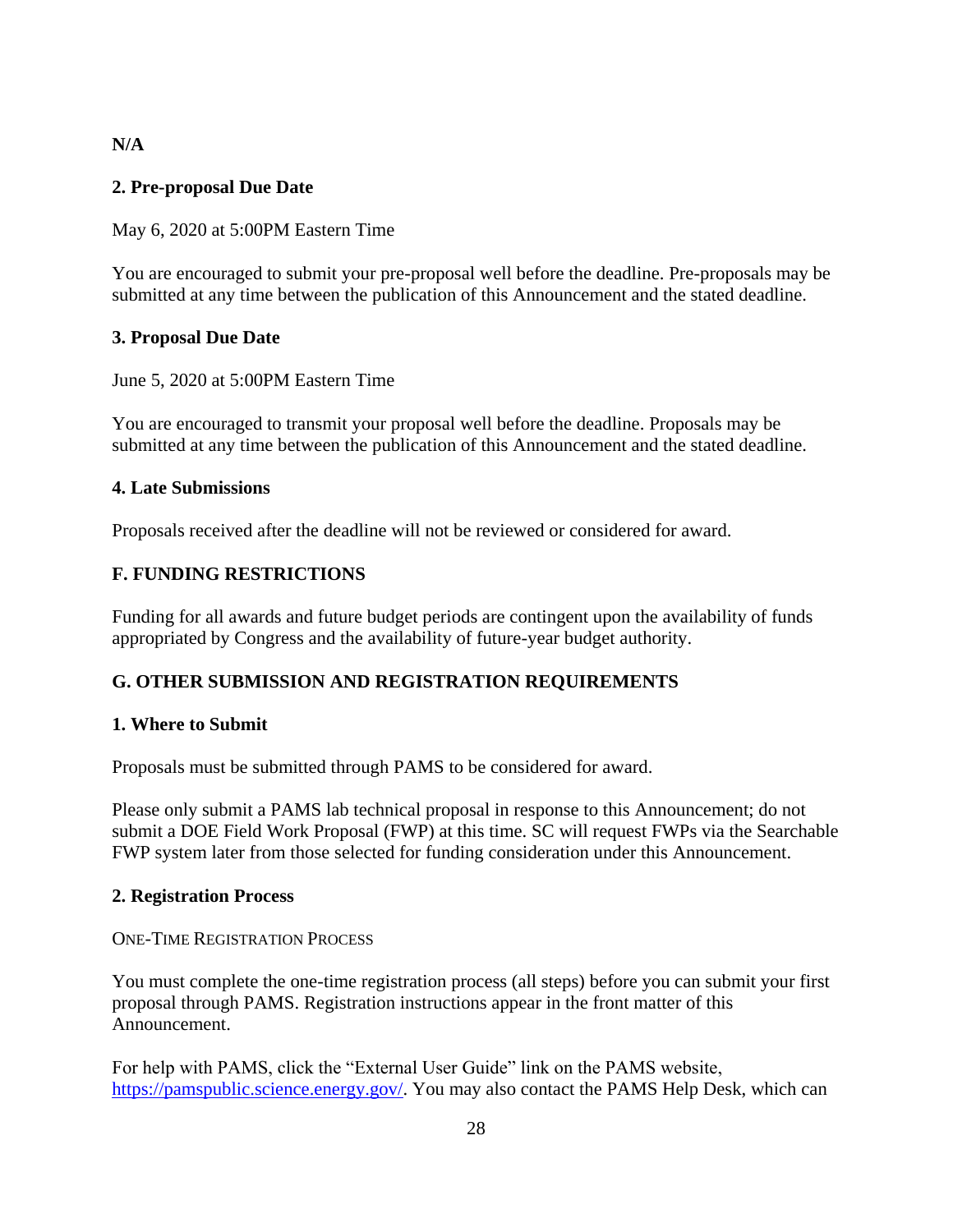**N/A**

### 2. Pre-proposal Due Date

May 6, 2020 at 5:00PM Eastern Time

You are encouraged to submit your pre-proposal well before the deadline. Pre-proposals may be submitted at any time between the publication of this Announcement and the stated deadline.

### 3. Proposal Due Date

June 5, 2020 at 5:00PM Eastern Time

You are encouraged to transmit your proposal well before the deadline. Proposals may be submitted at any time between the publication of this Announcement and the stated deadline.

### 4. Late Submissions

Proposals received after the deadline will not be reviewed or considered for award.

## F. FUNDING RESTRICTIONS

Funding for all awards and future budget periods are contingent upon the availability of funds appropriated by Congress and the availability of future-year budget authority.

## G. OTHER SUBMISSION AND REGISTRATION REQUIREMENTS

### 1. Where to Submit

Proposals must be submitted through PAMS to be considered for award.

Please only submit a PAMS lab technical proposal in response to this Announcement; do not submit a DOE Field Work Proposal (FWP) at this time. SC will request FWPs via the Searchable FWP system later from those selected for funding consideration under this Announcement.

### 2. Registration Process

ONE-TIME REGISTRATION PROCESS

You must complete the one-time registration process (all steps) before you can submit your first proposal through PAMS. Registration instructions appear in the front matter of this Announcement.

For help with PAMS, click the "External User Guide" link on the PAMS website, https://pamspublic.science.energy.gov/. You may also contact the PAMS Help Desk, which can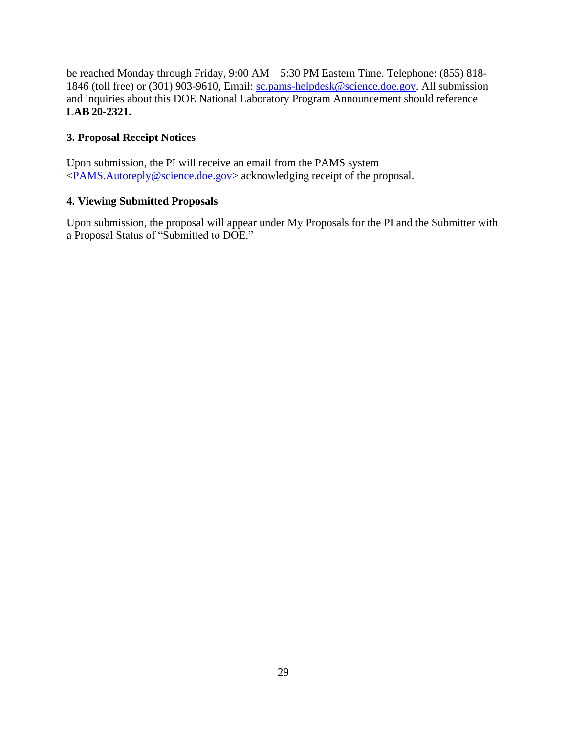be reached Monday through Friday, 9:00 AM – 5:30 PM Eastern Time. Telephone: (855) 818-1846 (toll free) or (301) 903-9610, Email: sc.pams-helpdesk@science.doe.gov. All submission and inquiries about this DOE National Laboratory Program Announcement should reference **LAB 20-2321.**

### 3. Proposal Receipt Notices

Upon submission, the PI will receive an email from the PAMS system <PAMS.Autoreply@science.doe.gov> acknowledging receipt of the proposal.

### 4. Viewing Submitted Proposals

Upon submission, the proposal will appear under My Proposals for the PI and the Submitter with a Proposal Status of "Submitted to DOE."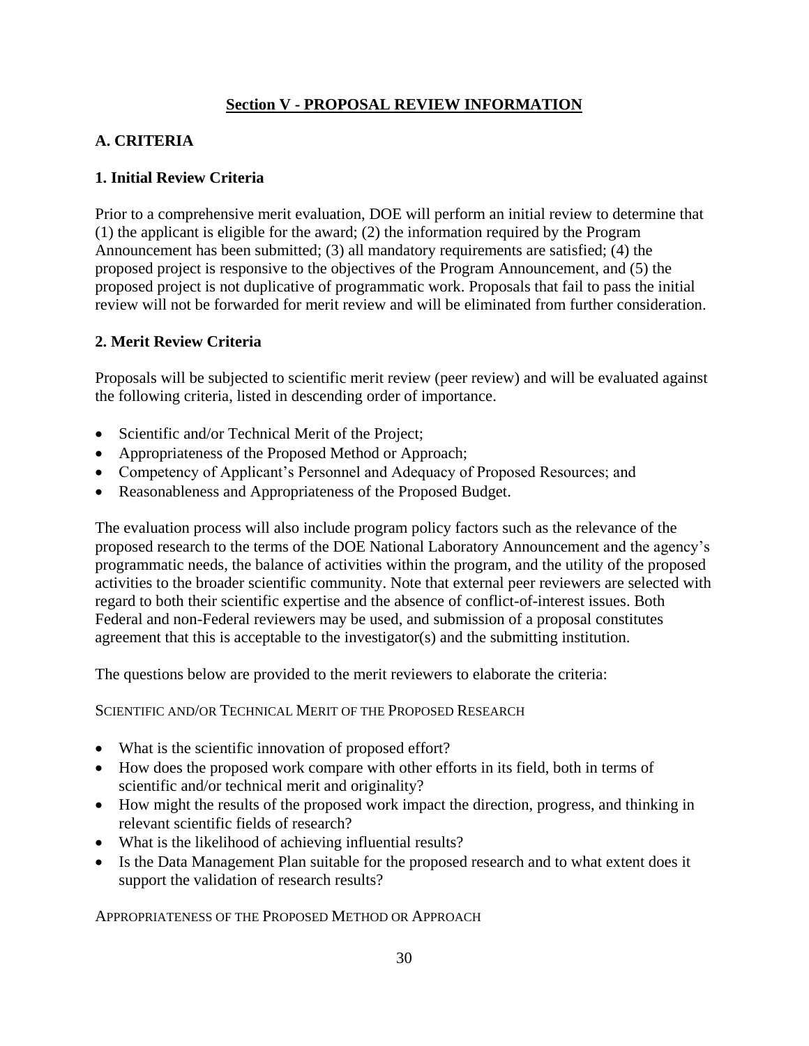## Section V - PROPOSAL REVIEW INFORMATION

### A. CRITERIA

#### 1. Initial Review Criteria

Prior to a comprehensive merit evaluation, DOE will perform an initial review to determine that (1) the applicant is eligible for the award; (2) the information required by the Program Announcement has been submitted; (3) all mandatory requirements are satisfied; (4) the proposed project is responsive to the objectives of the Program Announcement, and (5) the proposed project is not duplicative of programmatic work. Proposals that fail to pass the initial review will not be forwarded for merit review and will be eliminated from further consideration.

#### 2. Merit Review Criteria

Proposals will be subjected to scientific merit review (peer review) and will be evaluated against the following criteria, listed in descending order of importance.

- Scientific and/or Technical Merit of the Project;
- Appropriateness of the Proposed Method or Approach;
- Competency of Applicant's Personnel and Adequacy of Proposed Resources; and
- Reasonableness and Appropriateness of the Proposed Budget.

The evaluation process will also include program policy factors such as the relevance of the proposed research to the terms of the DOE National Laboratory Announcement and the agency's programmatic needs, the balance of activities within the program, and the utility of the proposed activities to the broader scientific community. Note that external peer reviewers are selected with regard to both their scientific expertise and the absence of conflict-of-interest issues. Both Federal and non-Federal reviewers may be used, and submission of a proposal constitutes agreement that this is acceptable to the investigator(s) and the submitting institution.

The questions below are provided to the merit reviewers to elaborate the criteria:

SCIENTIFIC AND/OR TECHNICAL MERIT OF THE PROPOSED RESEARCH

- What is the scientific innovation of proposed effort?
- How does the proposed work compare with other efforts in its field, both in terms of scientific and/or technical merit and originality?
- How might the results of the proposed work impact the direction, progress, and thinking in relevant scientific fields of research?
- What is the likelihood of achieving influential results?
- Is the Data Management Plan suitable for the proposed research and to what extent does it support the validation of research results?

APPROPRIATENESS OF THE PROPOSED METHOD OR APPROACH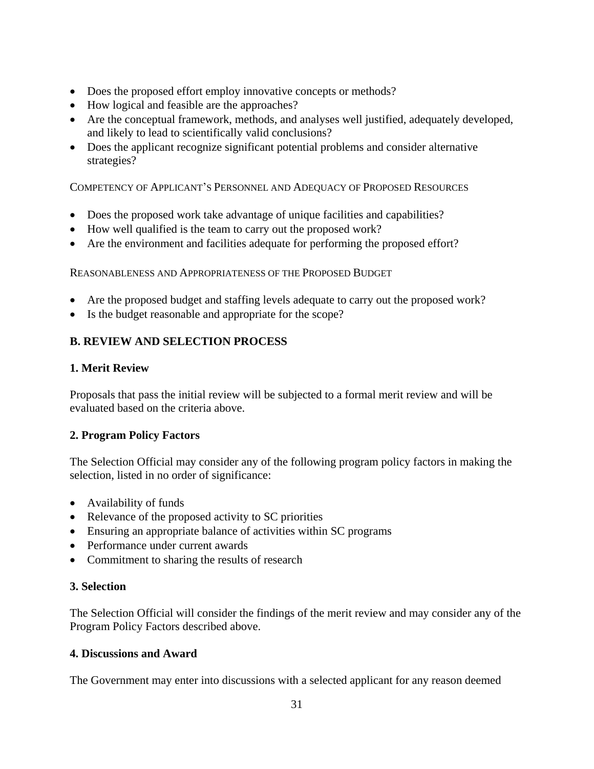- Does the proposed effort employ innovative concepts or methods?
- How logical and feasible are the approaches?
- Are the conceptual framework, methods, and analyses well justified, adequately developed, and likely to lead to scientifically valid conclusions?
- Does the applicant recognize significant potential problems and consider alternative strategies?

COMPETENCY OF APPLICANT'S PERSONNEL AND ADEQUACY OF PROPOSED RESOURCES

- Does the proposed work take advantage of unique facilities and capabilities?
- How well qualified is the team to carry out the proposed work?
- Are the environment and facilities adequate for performing the proposed effort?

REASONABLENESS AND APPROPRIATENESS OF THE PROPOSED BUDGET

- Are the proposed budget and staffing levels adequate to carry out the proposed work?
- Is the budget reasonable and appropriate for the scope?

## B. REVIEW AND SELECTION PROCESS

### 1. Merit Review

Proposals that pass the initial review will be subjected to a formal merit review and will be evaluated based on the criteria above.

### 2. Program Policy Factors

The Selection Official may consider any of the following program policy factors in making the selection, listed in no order of significance:

- Availability of funds
- Relevance of the proposed activity to SC priorities
- Ensuring an appropriate balance of activities within SC programs
- Performance under current awards
- Commitment to sharing the results of research

### 3. Selection

The Selection Official will consider the findings of the merit review and may consider any of the Program Policy Factors described above.

### 4. Discussions and Award

The Government may enter into discussions with a selected applicant for any reason deemed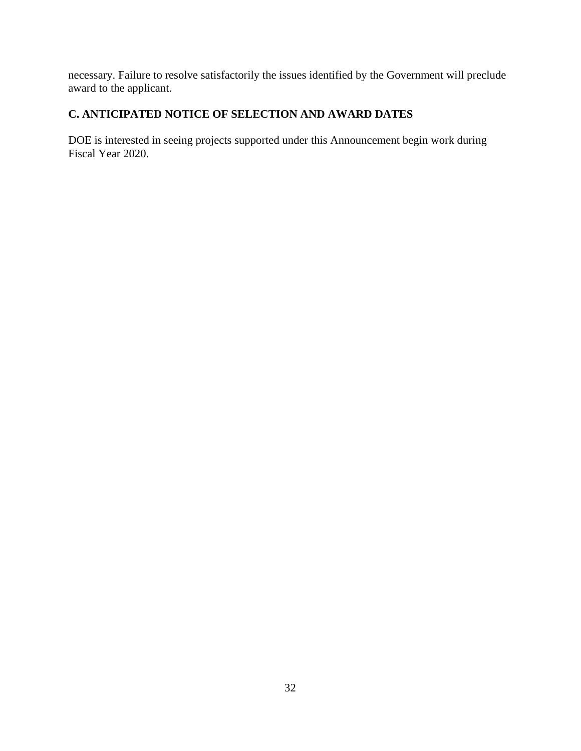necessary. Failure to resolve satisfactorily the issues identified by the Government will preclude award to the applicant.

## C. ANTICIPATED NOTICE OF SELECTION AND AWARD DATES

DOE is interested in seeing projects supported under this Announcement begin work during Fiscal Year 2020.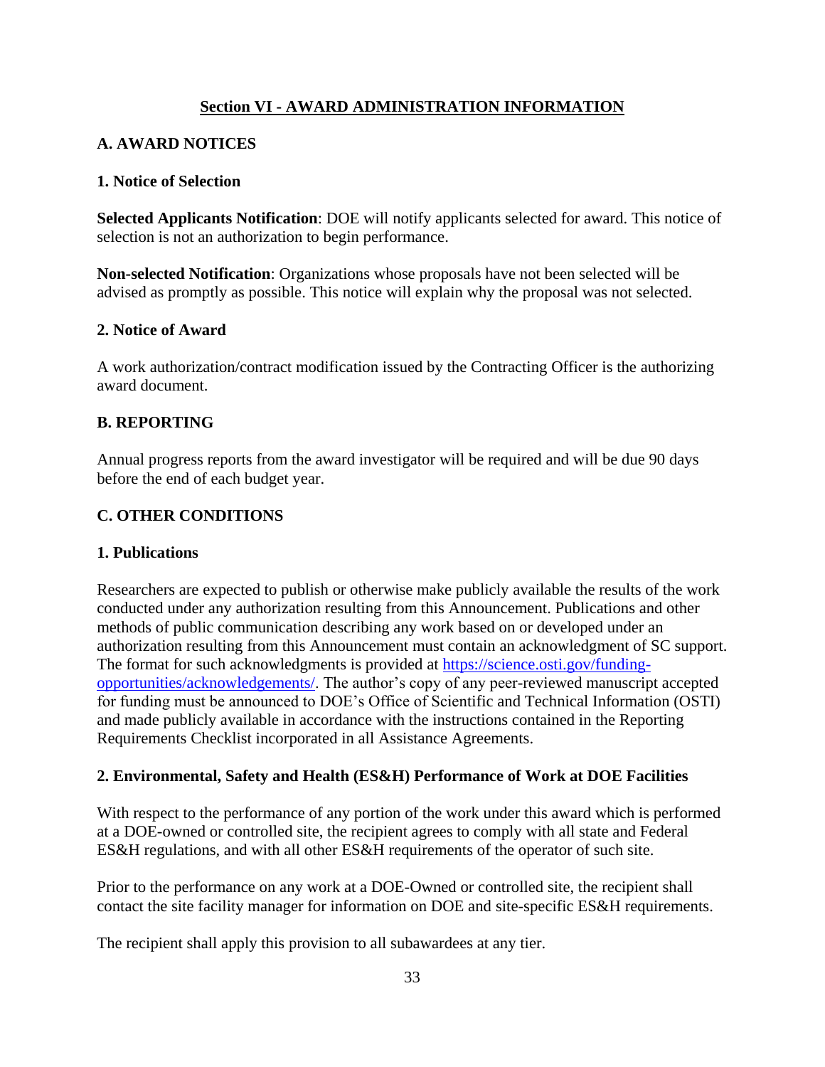## Section VI - AWARD ADMINISTRATION INFORMATION

### A. AWARD NOTICES

#### 1. Notice of Selection

**Selected Applicants Notification**: DOE will notify applicants selected for award. This notice of selection is not an authorization to begin performance.

**Non-selected Notification**: Organizations whose proposals have not been selected will be advised as promptly as possible. This notice will explain why the proposal was not selected.

#### 2. Notice of Award

A work authorization/contract modification issued by the Contracting Officer is the authorizing award document.

### B. REPORTING

Annual progress reports from the award investigator will be required and will be due 90 days before the end of each budget year.

### C. OTHER CONDITIONS

#### 1. Publications

Researchers are expected to publish or otherwise make publicly available the results of the work conducted under any authorization resulting from this Announcement. Publications and other methods of public communication describing any work based on or developed under an authorization resulting from this Announcement must contain an acknowledgment of SC support. The format for such acknowledgments is provided at https://science.osti.gov/funding-opportunities/acknowledgements/. The author's copy of any peer-reviewed manuscript accepted for funding must be announced to DOE's Office of Scientific and Technical Information (OSTI) and made publicly available in accordance with the instructions contained in the Reporting Requirements Checklist incorporated in all Assistance Agreements.

#### 2. Environmental, Safety and Health (ES&H) Performance of Work at DOE Facilities

With respect to the performance of any portion of the work under this award which is performed at a DOE-owned or controlled site, the recipient agrees to comply with all state and Federal ES&H regulations, and with all other ES&H requirements of the operator of such site.

Prior to the performance on any work at a DOE-Owned or controlled site, the recipient shall contact the site facility manager for information on DOE and site-specific ES&H requirements.

The recipient shall apply this provision to all subawardees at any tier.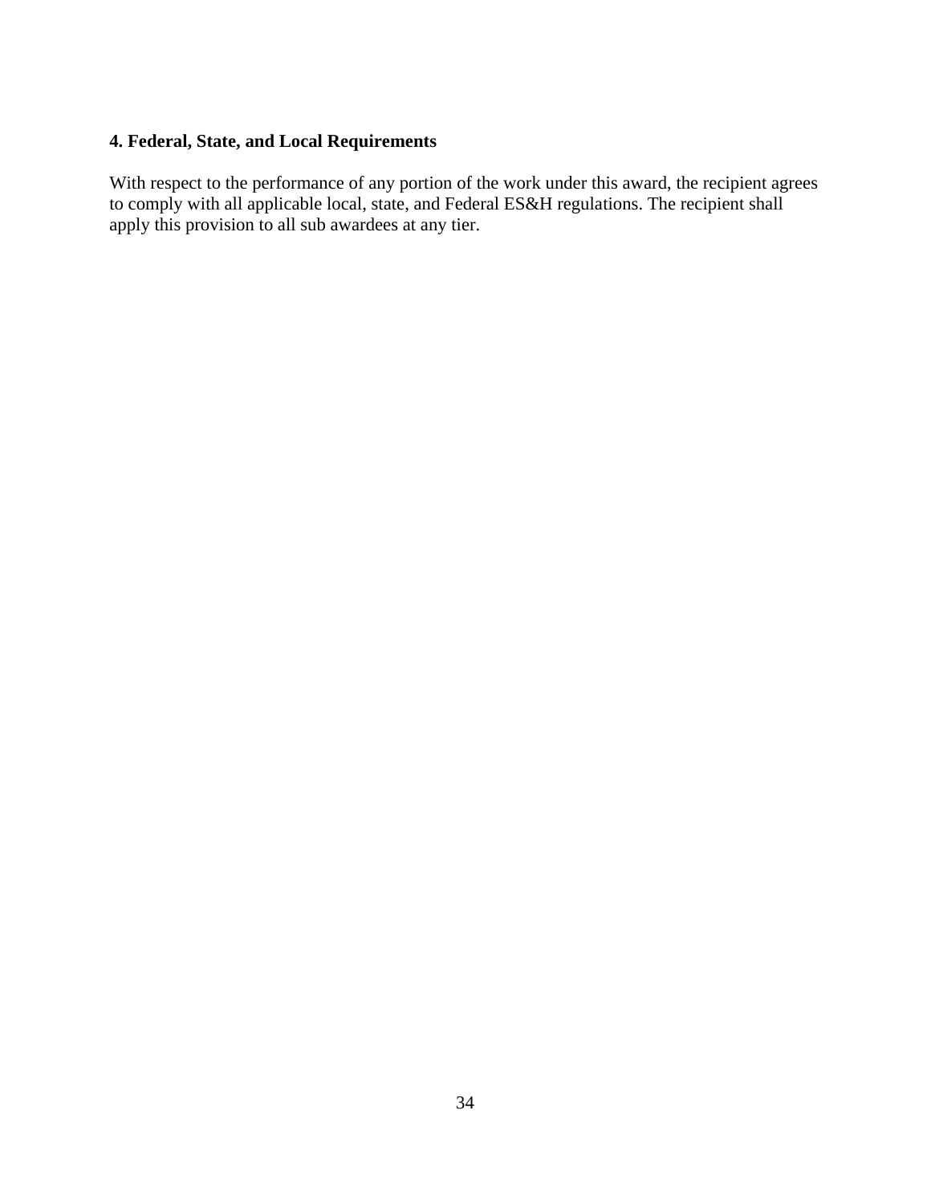**4. Federal, State, and Local Requirements**

With respect to the performance of any portion of the work under this award, the recipient agrees to comply with all applicable local, state, and Federal ES&H regulations. The recipient shall apply this provision to all sub awardees at any tier.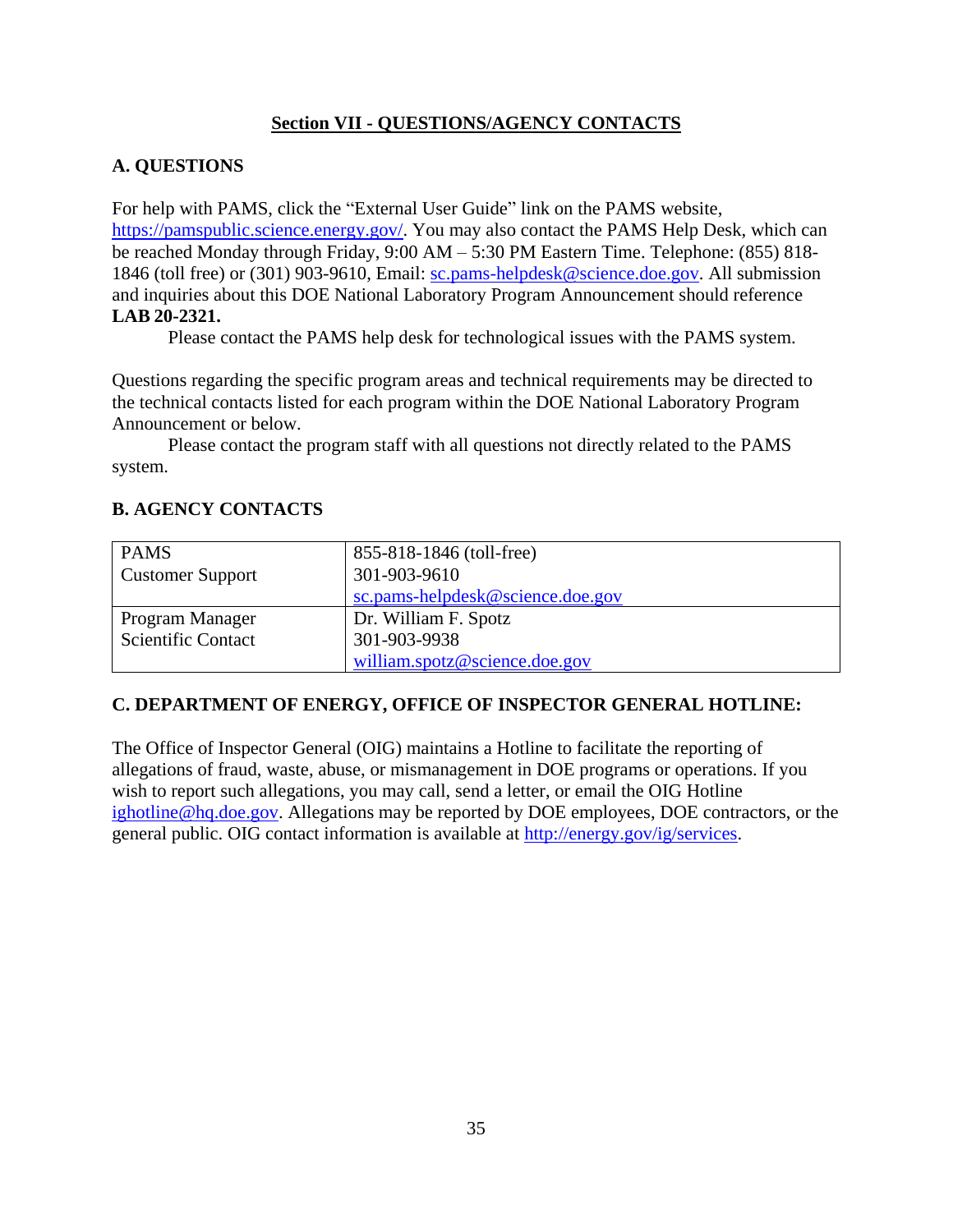## Section VII - QUESTIONS/AGENCY CONTACTS

### A. QUESTIONS

For help with PAMS, click the "External User Guide" link on the PAMS website, https://pamspublic.science.energy.gov/. You may also contact the PAMS Help Desk, which can be reached Monday through Friday, 9:00 AM – 5:30 PM Eastern Time. Telephone: (855) 818-1846 (toll free) or (301) 903-9610, Email: sc.pams-helpdesk@science.doe.gov. All submission and inquiries about this DOE National Laboratory Program Announcement should reference **LAB 20-2321.**

Please contact the PAMS help desk for technological issues with the PAMS system.

Questions regarding the specific program areas and technical requirements may be directed to the technical contacts listed for each program within the DOE National Laboratory Program Announcement or below.

Please contact the program staff with all questions not directly related to the PAMS system.

### B. AGENCY CONTACTS

| | |
|---|---|
| PAMS<br>Customer Support | 855-818-1846 (toll-free)<br>301-903-9610<br>sc.pams-helpdesk@science.doe.gov |
| Program Manager<br>Scientific Contact | Dr. William F. Spotz<br>301-903-9938<br>william.spotz@science.doe.gov |

### C. DEPARTMENT OF ENERGY, OFFICE OF INSPECTOR GENERAL HOTLINE:

The Office of Inspector General (OIG) maintains a Hotline to facilitate the reporting of allegations of fraud, waste, abuse, or mismanagement in DOE programs or operations. If you wish to report such allegations, you may call, send a letter, or email the OIG Hotline ighotline@hq.doe.gov. Allegations may be reported by DOE employees, DOE contractors, or the general public. OIG contact information is available at http://energy.gov/ig/services.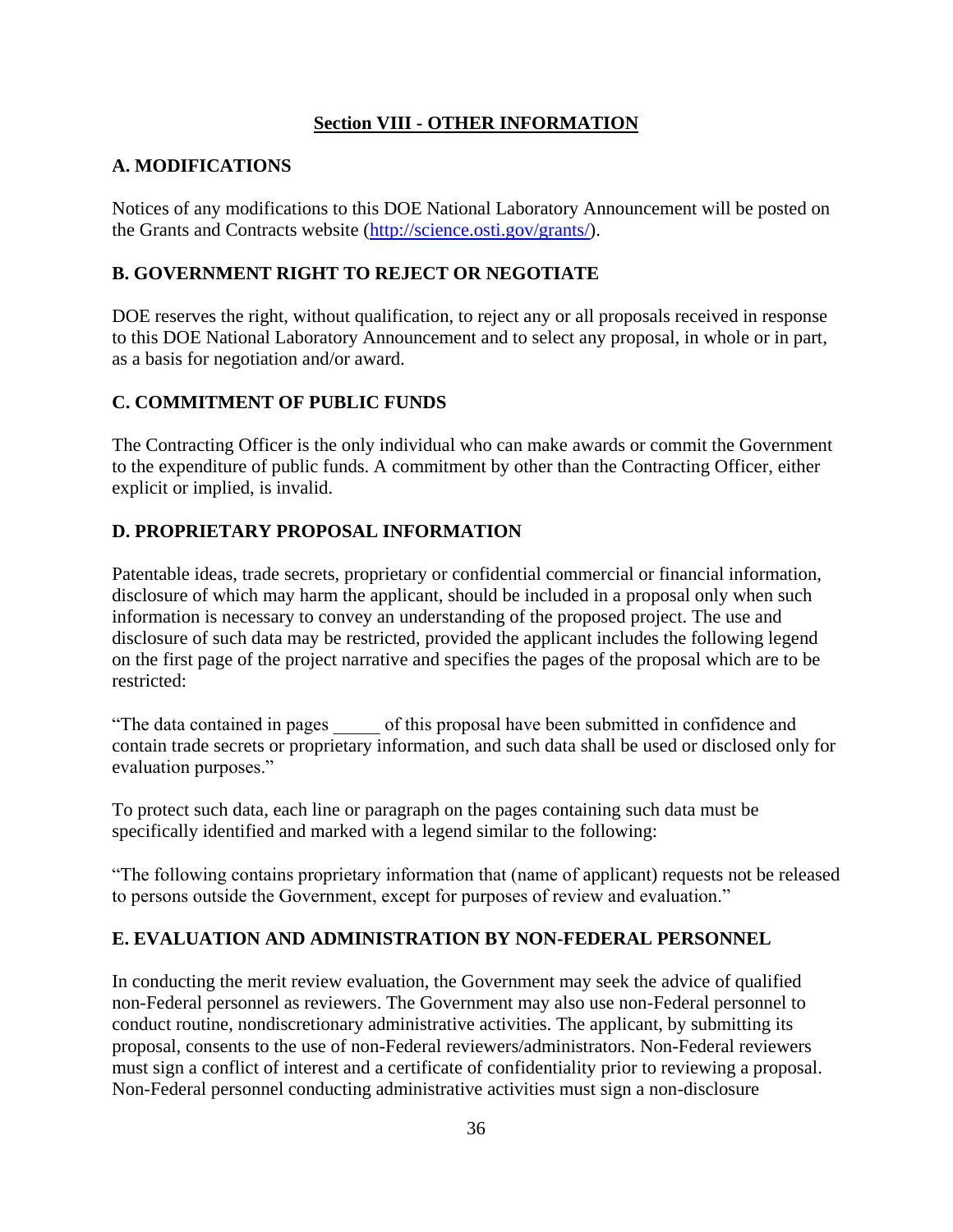## Section VIII - OTHER INFORMATION

### A. MODIFICATIONS

Notices of any modifications to this DOE National Laboratory Announcement will be posted on the Grants and Contracts website (http://science.osti.gov/grants/).

### B. GOVERNMENT RIGHT TO REJECT OR NEGOTIATE

DOE reserves the right, without qualification, to reject any or all proposals received in response to this DOE National Laboratory Announcement and to select any proposal, in whole or in part, as a basis for negotiation and/or award.

### C. COMMITMENT OF PUBLIC FUNDS

The Contracting Officer is the only individual who can make awards or commit the Government to the expenditure of public funds. A commitment by other than the Contracting Officer, either explicit or implied, is invalid.

### D. PROPRIETARY PROPOSAL INFORMATION

Patentable ideas, trade secrets, proprietary or confidential commercial or financial information, disclosure of which may harm the applicant, should be included in a proposal only when such information is necessary to convey an understanding of the proposed project. The use and disclosure of such data may be restricted, provided the applicant includes the following legend on the first page of the project narrative and specifies the pages of the proposal which are to be restricted:

"The data contained in pages _____ of this proposal have been submitted in confidence and contain trade secrets or proprietary information, and such data shall be used or disclosed only for evaluation purposes."

To protect such data, each line or paragraph on the pages containing such data must be specifically identified and marked with a legend similar to the following:

"The following contains proprietary information that (name of applicant) requests not be released to persons outside the Government, except for purposes of review and evaluation."

### E. EVALUATION AND ADMINISTRATION BY NON-FEDERAL PERSONNEL

In conducting the merit review evaluation, the Government may seek the advice of qualified non-Federal personnel as reviewers. The Government may also use non-Federal personnel to conduct routine, nondiscretionary administrative activities. The applicant, by submitting its proposal, consents to the use of non-Federal reviewers/administrators. Non-Federal reviewers must sign a conflict of interest and a certificate of confidentiality prior to reviewing a proposal. Non-Federal personnel conducting administrative activities must sign a non-disclosure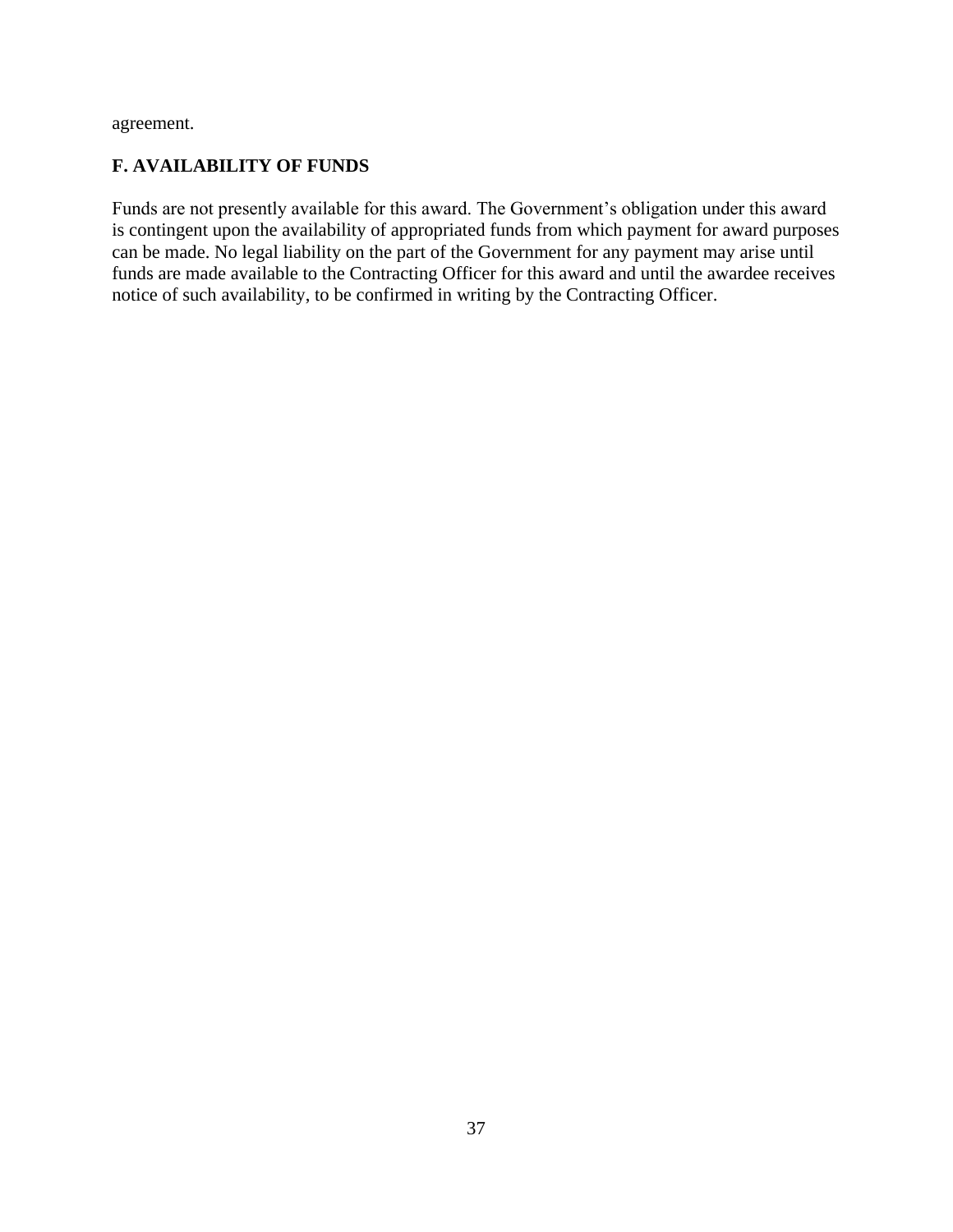agreement.

**F. AVAILABILITY OF FUNDS**

Funds are not presently available for this award. The Government's obligation under this award is contingent upon the availability of appropriated funds from which payment for award purposes can be made. No legal liability on the part of the Government for any payment may arise until funds are made available to the Contracting Officer for this award and until the awardee receives notice of such availability, to be confirmed in writing by the Contracting Officer.